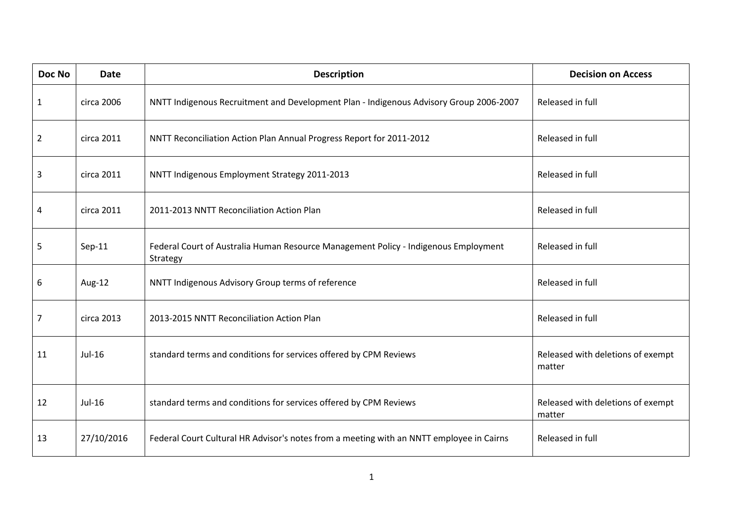| Doc No | Date | Description | Decision on Access |
|---|---|---|---|
| 1 | circa 2006 | NNTT Indigenous Recruitment and Development Plan - Indigenous Advisory Group 2006-2007 | Released in full |
| 2 | circa 2011 | NNTT Reconciliation Action Plan Annual Progress Report for 2011-2012 | Released in full |
| 3 | circa 2011 | NNTT Indigenous Employment Strategy 2011-2013 | Released in full |
| 4 | circa 2011 | 2011-2013 NNTT Reconciliation Action Plan | Released in full |
| 5 | Sep-11 | Federal Court of Australia Human Resource Management Policy - Indigenous Employment Strategy | Released in full |
| 6 | Aug-12 | NNTT Indigenous Advisory Group terms of reference | Released in full |
| 7 | circa 2013 | 2013-2015 NNTT Reconciliation Action Plan | Released in full |
| 11 | Jul-16 | standard terms and conditions for services offered by CPM Reviews | Released with deletions of exempt matter |
| 12 | Jul-16 | standard terms and conditions for services offered by CPM Reviews | Released with deletions of exempt matter |
| 13 | 27/10/2016 | Federal Court Cultural HR Advisor's notes from a meeting with an NNTT employee in Cairns | Released in full |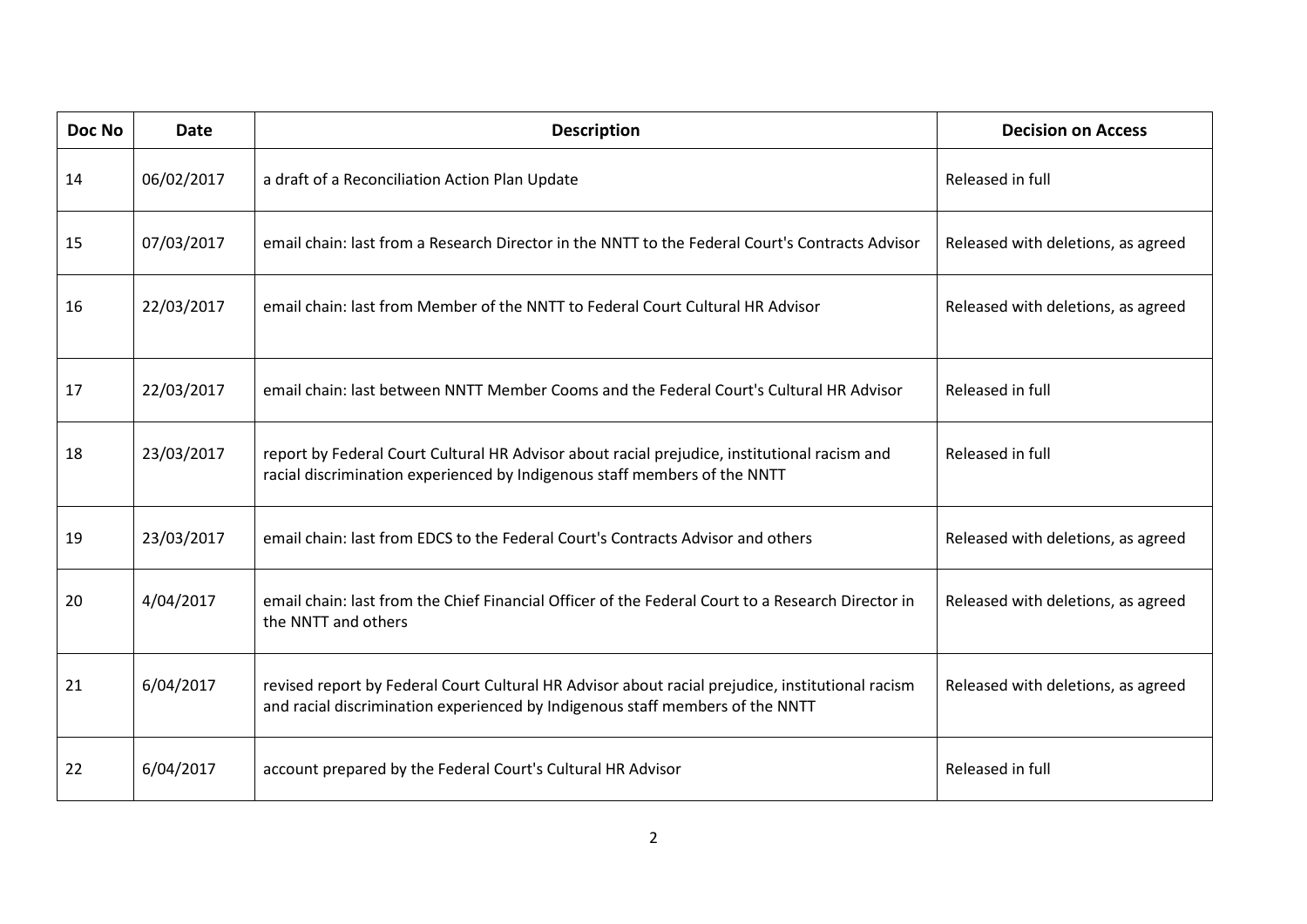| Doc No | Date | Description | Decision on Access |
| --- | --- | --- | --- |
| 14 | 06/02/2017 | a draft of a Reconciliation Action Plan Update | Released in full |
| 15 | 07/03/2017 | email chain: last from a Research Director in the NNTT to the Federal Court's Contracts Advisor | Released with deletions, as agreed |
| 16 | 22/03/2017 | email chain: last from Member of the NNTT to Federal Court Cultural HR Advisor | Released with deletions, as agreed |
| 17 | 22/03/2017 | email chain: last between NNTT Member Cooms and the Federal Court's Cultural HR Advisor | Released in full |
| 18 | 23/03/2017 | report by Federal Court Cultural HR Advisor about racial prejudice, institutional racism and racial discrimination experienced by Indigenous staff members of the NNTT | Released in full |
| 19 | 23/03/2017 | email chain: last from EDCS to the Federal Court's Contracts Advisor and others | Released with deletions, as agreed |
| 20 | 4/04/2017 | email chain: last from the Chief Financial Officer of the Federal Court to a Research Director in the NNTT and others | Released with deletions, as agreed |
| 21 | 6/04/2017 | revised report by Federal Court Cultural HR Advisor about racial prejudice, institutional racism and racial discrimination experienced by Indigenous staff members of the NNTT | Released with deletions, as agreed |
| 22 | 6/04/2017 | account prepared by the Federal Court's Cultural HR Advisor | Released in full |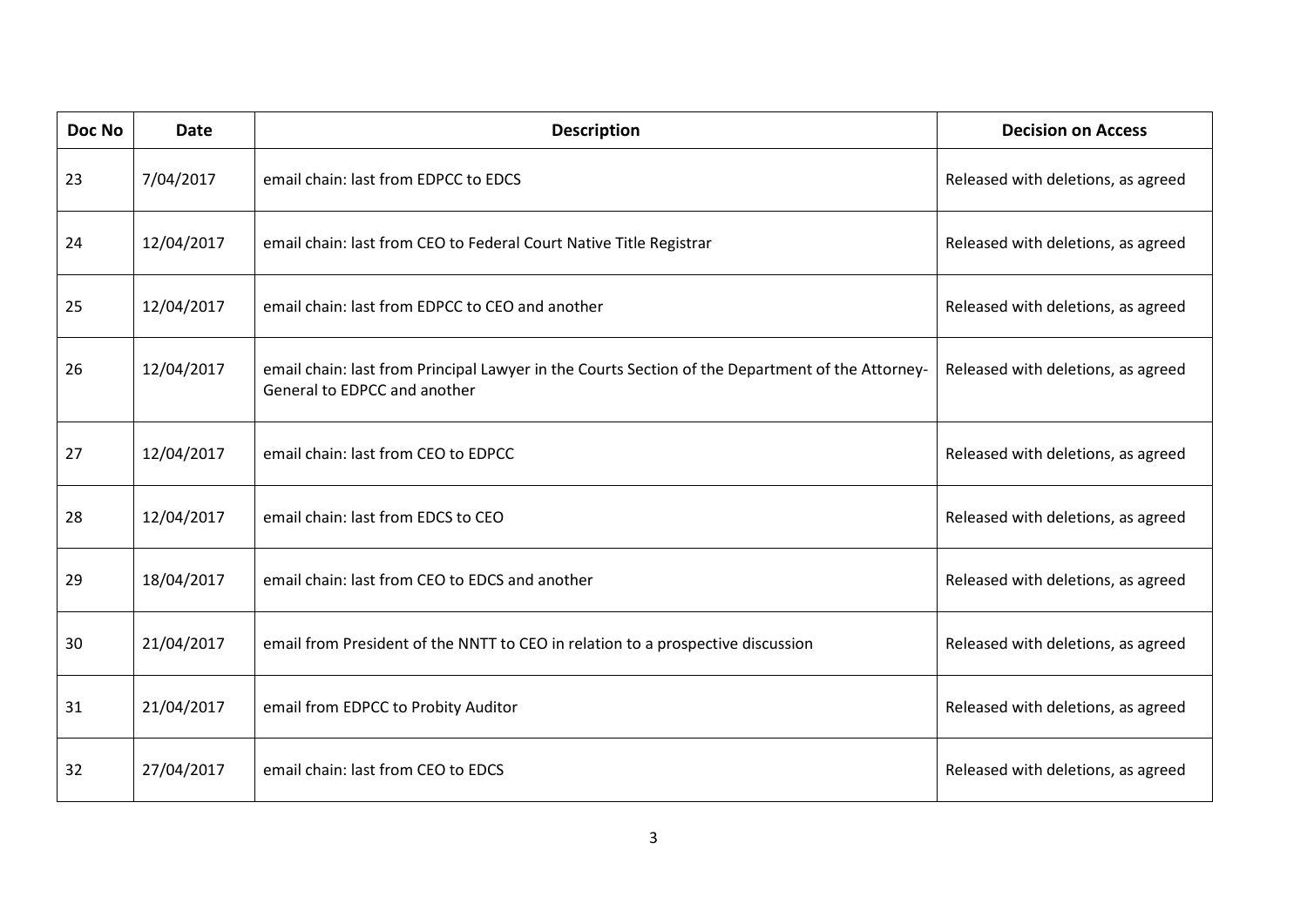| Doc No | Date | Description | Decision on Access |
| --- | --- | --- | --- |
| 23 | 7/04/2017 | email chain: last from EDPCC to EDCS | Released with deletions, as agreed |
| 24 | 12/04/2017 | email chain: last from CEO to Federal Court Native Title Registrar | Released with deletions, as agreed |
| 25 | 12/04/2017 | email chain: last from EDPCC to CEO and another | Released with deletions, as agreed |
| 26 | 12/04/2017 | email chain: last from Principal Lawyer in the Courts Section of the Department of the Attorney-General to EDPCC and another | Released with deletions, as agreed |
| 27 | 12/04/2017 | email chain: last from CEO to EDPCC | Released with deletions, as agreed |
| 28 | 12/04/2017 | email chain: last from EDCS to CEO | Released with deletions, as agreed |
| 29 | 18/04/2017 | email chain: last from CEO to EDCS and another | Released with deletions, as agreed |
| 30 | 21/04/2017 | email from President of the NNTT to CEO in relation to a prospective discussion | Released with deletions, as agreed |
| 31 | 21/04/2017 | email from EDPCC to Probity Auditor | Released with deletions, as agreed |
| 32 | 27/04/2017 | email chain: last from CEO to EDCS | Released with deletions, as agreed |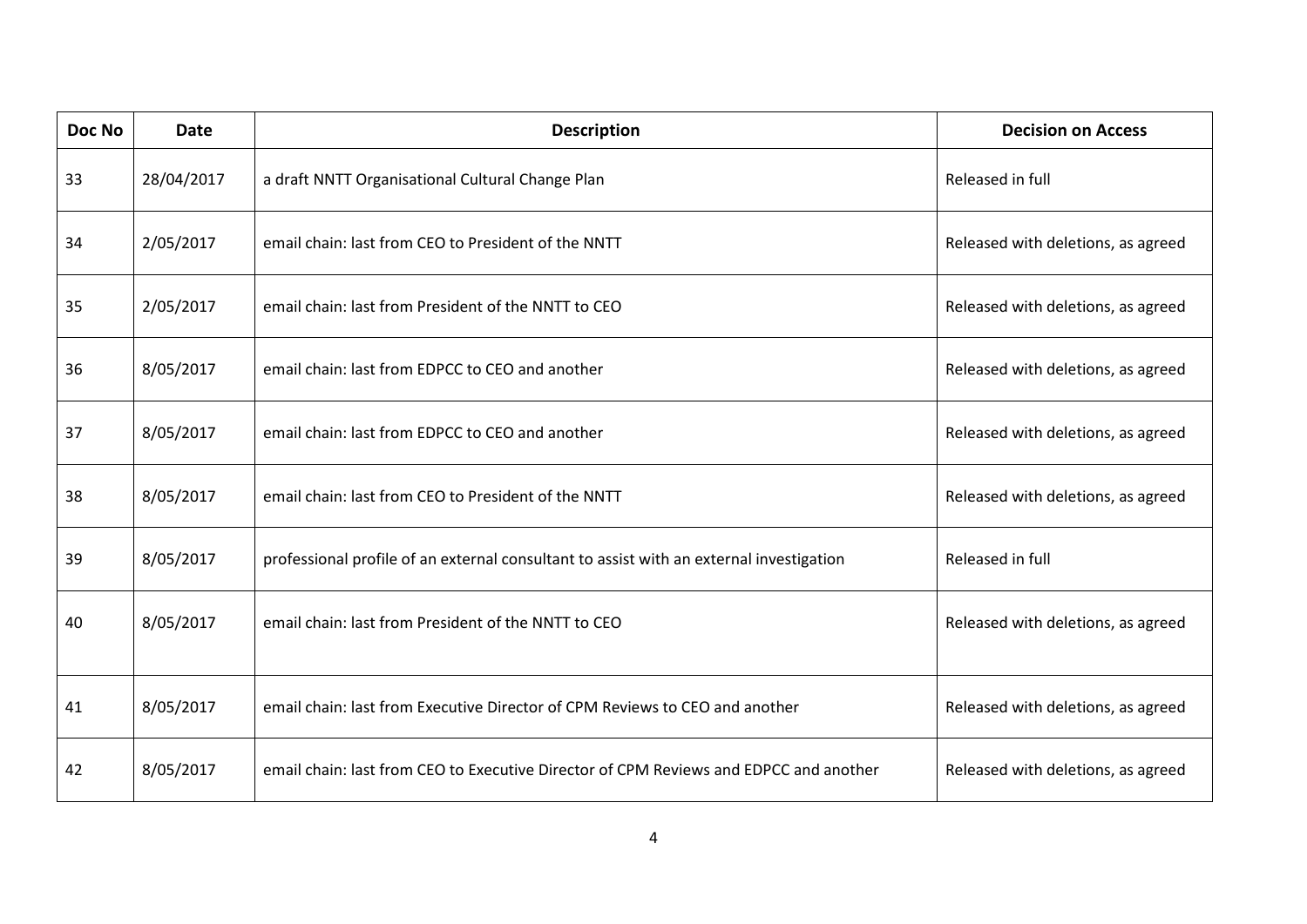| Doc No | Date | Description | Decision on Access |
|---|---|---|---|
| 33 | 28/04/2017 | a draft NNTT Organisational Cultural Change Plan | Released in full |
| 34 | 2/05/2017 | email chain: last from CEO to President of the NNTT | Released with deletions, as agreed |
| 35 | 2/05/2017 | email chain: last from President of the NNTT to CEO | Released with deletions, as agreed |
| 36 | 8/05/2017 | email chain: last from EDPCC to CEO and another | Released with deletions, as agreed |
| 37 | 8/05/2017 | email chain: last from EDPCC to CEO and another | Released with deletions, as agreed |
| 38 | 8/05/2017 | email chain: last from CEO to President of the NNTT | Released with deletions, as agreed |
| 39 | 8/05/2017 | professional profile of an external consultant to assist with an external investigation | Released in full |
| 40 | 8/05/2017 | email chain: last from President of the NNTT to CEO | Released with deletions, as agreed |
| 41 | 8/05/2017 | email chain: last from Executive Director of CPM Reviews to CEO and another | Released with deletions, as agreed |
| 42 | 8/05/2017 | email chain: last from CEO to Executive Director of CPM Reviews and EDPCC and another | Released with deletions, as agreed |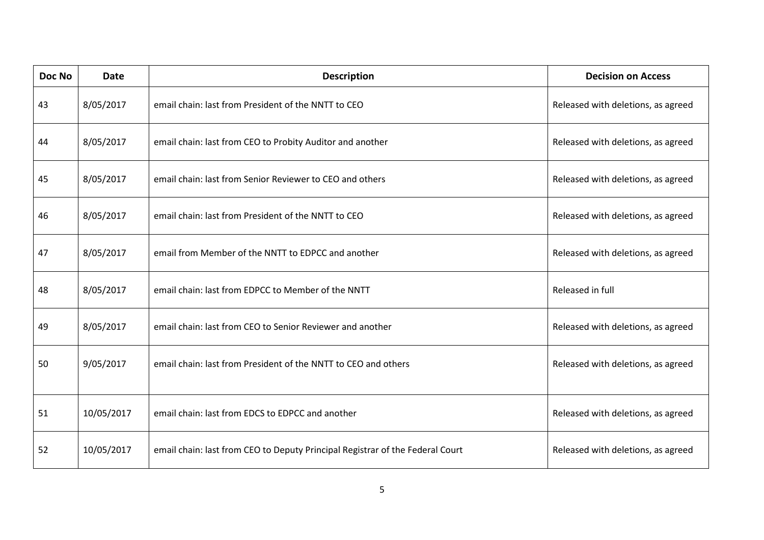| Doc No | Date | Description | Decision on Access |
|---|---|---|---|
| 43 | 8/05/2017 | email chain: last from President of the NNTT to CEO | Released with deletions, as agreed |
| 44 | 8/05/2017 | email chain: last from CEO to Probity Auditor and another | Released with deletions, as agreed |
| 45 | 8/05/2017 | email chain: last from Senior Reviewer to CEO and others | Released with deletions, as agreed |
| 46 | 8/05/2017 | email chain: last from President of the NNTT to CEO | Released with deletions, as agreed |
| 47 | 8/05/2017 | email from Member of the NNTT to EDPCC and another | Released with deletions, as agreed |
| 48 | 8/05/2017 | email chain: last from EDPCC to Member of the NNTT | Released in full |
| 49 | 8/05/2017 | email chain: last from CEO to Senior Reviewer and another | Released with deletions, as agreed |
| 50 | 9/05/2017 | email chain: last from President of the NNTT to CEO and others | Released with deletions, as agreed |
| 51 | 10/05/2017 | email chain: last from EDCS to EDPCC and another | Released with deletions, as agreed |
| 52 | 10/05/2017 | email chain: last from CEO to Deputy Principal Registrar of the Federal Court | Released with deletions, as agreed |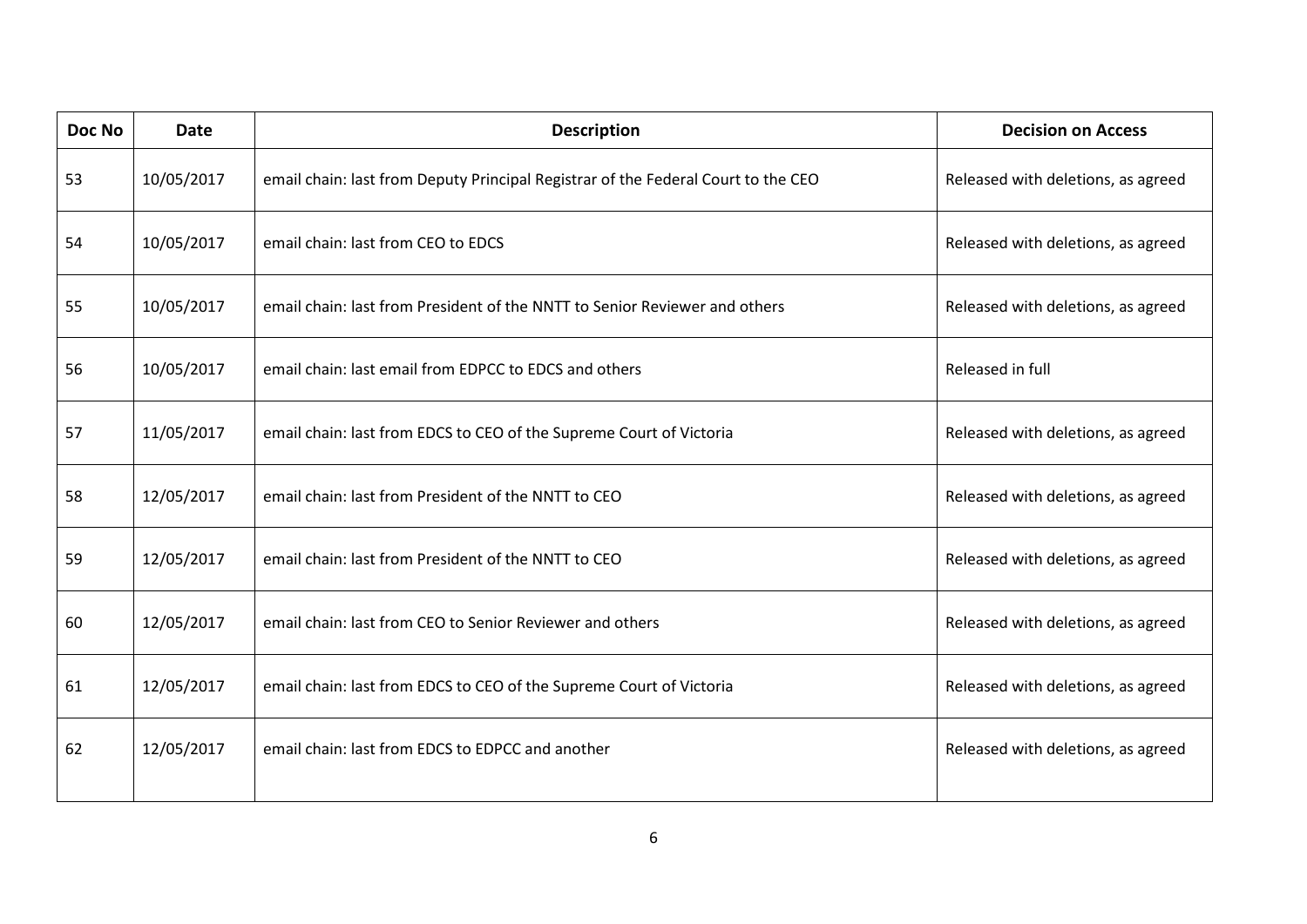| Doc No | Date | Description | Decision on Access |
| --- | --- | --- | --- |
| 53 | 10/05/2017 | email chain: last from Deputy Principal Registrar of the Federal Court to the CEO | Released with deletions, as agreed |
| 54 | 10/05/2017 | email chain: last from CEO to EDCS | Released with deletions, as agreed |
| 55 | 10/05/2017 | email chain: last from President of the NNTT to Senior Reviewer and others | Released with deletions, as agreed |
| 56 | 10/05/2017 | email chain: last email from EDPCC to EDCS and others | Released in full |
| 57 | 11/05/2017 | email chain: last from EDCS to CEO of the Supreme Court of Victoria | Released with deletions, as agreed |
| 58 | 12/05/2017 | email chain: last from President of the NNTT to CEO | Released with deletions, as agreed |
| 59 | 12/05/2017 | email chain: last from President of the NNTT to CEO | Released with deletions, as agreed |
| 60 | 12/05/2017 | email chain: last from CEO to Senior Reviewer and others | Released with deletions, as agreed |
| 61 | 12/05/2017 | email chain: last from EDCS to CEO of the Supreme Court of Victoria | Released with deletions, as agreed |
| 62 | 12/05/2017 | email chain: last from EDCS to EDPCC and another | Released with deletions, as agreed |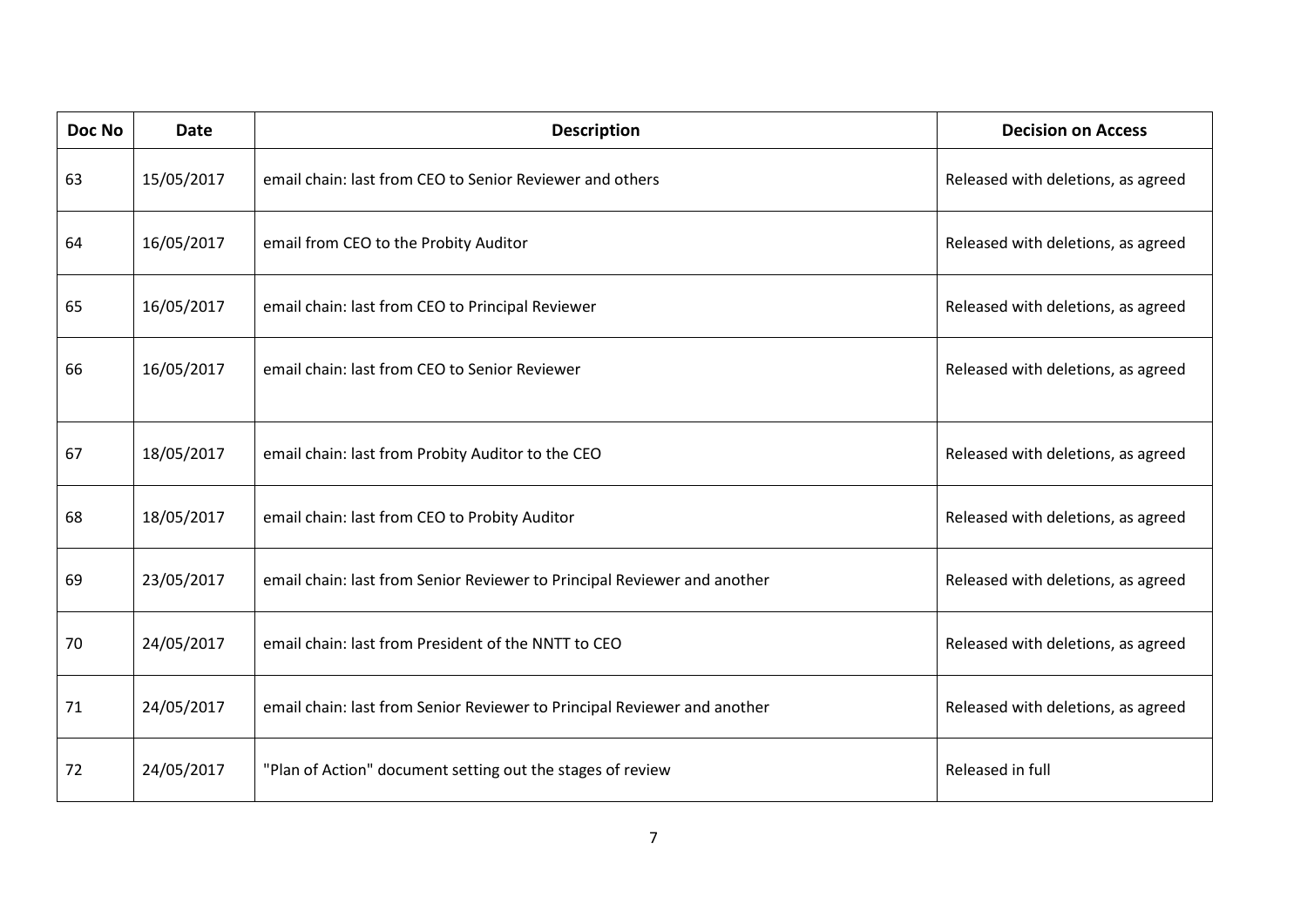| Doc No | Date | Description | Decision on Access |
| --- | --- | --- | --- |
| 63 | 15/05/2017 | email chain: last from CEO to Senior Reviewer and others | Released with deletions, as agreed |
| 64 | 16/05/2017 | email from CEO to the Probity Auditor | Released with deletions, as agreed |
| 65 | 16/05/2017 | email chain: last from CEO to Principal Reviewer | Released with deletions, as agreed |
| 66 | 16/05/2017 | email chain: last from CEO to Senior Reviewer | Released with deletions, as agreed |
| 67 | 18/05/2017 | email chain: last from Probity Auditor to the CEO | Released with deletions, as agreed |
| 68 | 18/05/2017 | email chain: last from CEO to Probity Auditor | Released with deletions, as agreed |
| 69 | 23/05/2017 | email chain: last from Senior Reviewer to Principal Reviewer and another | Released with deletions, as agreed |
| 70 | 24/05/2017 | email chain: last from President of the NNTT to CEO | Released with deletions, as agreed |
| 71 | 24/05/2017 | email chain: last from Senior Reviewer to Principal Reviewer and another | Released with deletions, as agreed |
| 72 | 24/05/2017 | "Plan of Action" document setting out the stages of review | Released in full |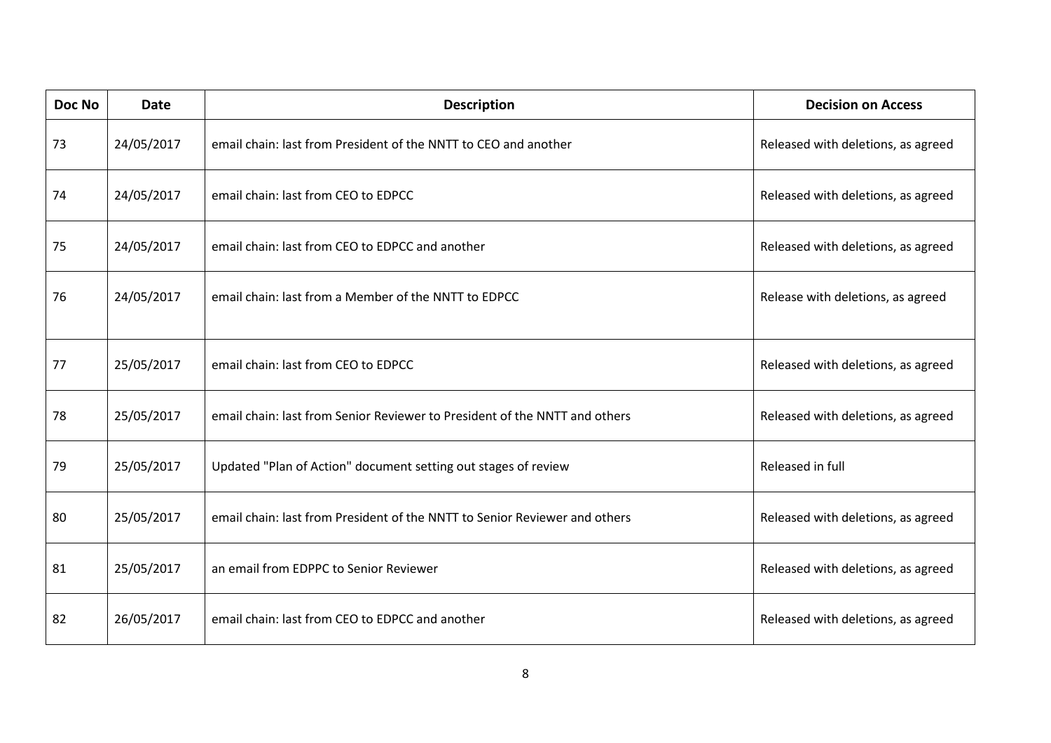| Doc No | Date | Description | Decision on Access |
|---|---|---|---|
| 73 | 24/05/2017 | email chain: last from President of the NNTT to CEO and another | Released with deletions, as agreed |
| 74 | 24/05/2017 | email chain: last from CEO to EDPCC | Released with deletions, as agreed |
| 75 | 24/05/2017 | email chain: last from CEO to EDPCC and another | Released with deletions, as agreed |
| 76 | 24/05/2017 | email chain: last from a Member of the NNTT to EDPCC | Release with deletions, as agreed |
| 77 | 25/05/2017 | email chain: last from CEO to EDPCC | Released with deletions, as agreed |
| 78 | 25/05/2017 | email chain: last from Senior Reviewer to President of the NNTT and others | Released with deletions, as agreed |
| 79 | 25/05/2017 | Updated "Plan of Action" document setting out stages of review | Released in full |
| 80 | 25/05/2017 | email chain: last from President of the NNTT to Senior Reviewer and others | Released with deletions, as agreed |
| 81 | 25/05/2017 | an email from EDPPC to Senior Reviewer | Released with deletions, as agreed |
| 82 | 26/05/2017 | email chain: last from CEO to EDPCC and another | Released with deletions, as agreed |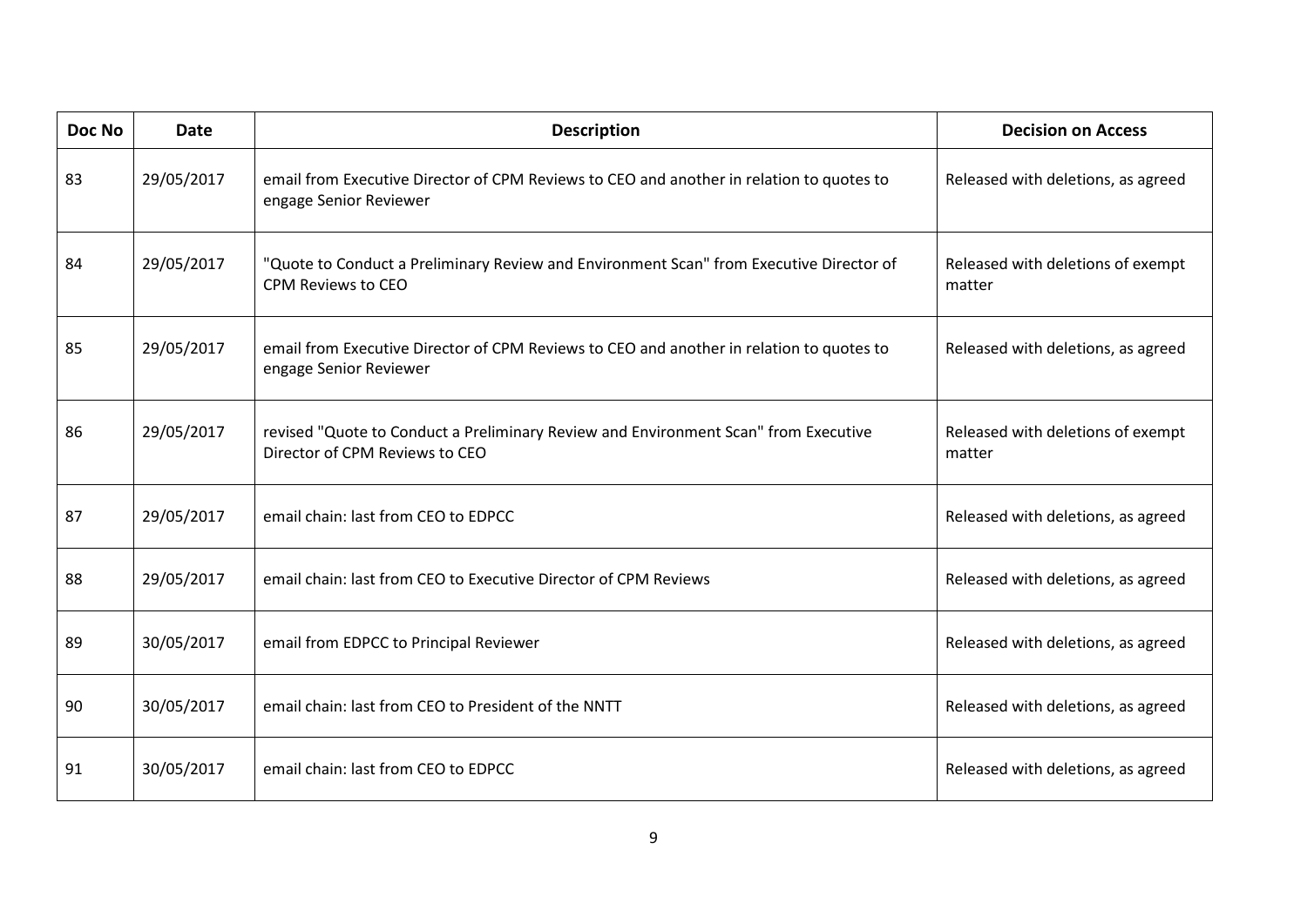| Doc No | Date | Description | Decision on Access |
|---|---|---|---|
| 83 | 29/05/2017 | email from Executive Director of CPM Reviews to CEO and another in relation to quotes to engage Senior Reviewer | Released with deletions, as agreed |
| 84 | 29/05/2017 | "Quote to Conduct a Preliminary Review and Environment Scan" from Executive Director of CPM Reviews to CEO | Released with deletions of exempt matter |
| 85 | 29/05/2017 | email from Executive Director of CPM Reviews to CEO and another in relation to quotes to engage Senior Reviewer | Released with deletions, as agreed |
| 86 | 29/05/2017 | revised "Quote to Conduct a Preliminary Review and Environment Scan" from Executive Director of CPM Reviews to CEO | Released with deletions of exempt matter |
| 87 | 29/05/2017 | email chain: last from CEO to EDPCC | Released with deletions, as agreed |
| 88 | 29/05/2017 | email chain: last from CEO to Executive Director of CPM Reviews | Released with deletions, as agreed |
| 89 | 30/05/2017 | email from EDPCC to Principal Reviewer | Released with deletions, as agreed |
| 90 | 30/05/2017 | email chain: last from CEO to President of the NNTT | Released with deletions, as agreed |
| 91 | 30/05/2017 | email chain: last from CEO to EDPCC | Released with deletions, as agreed |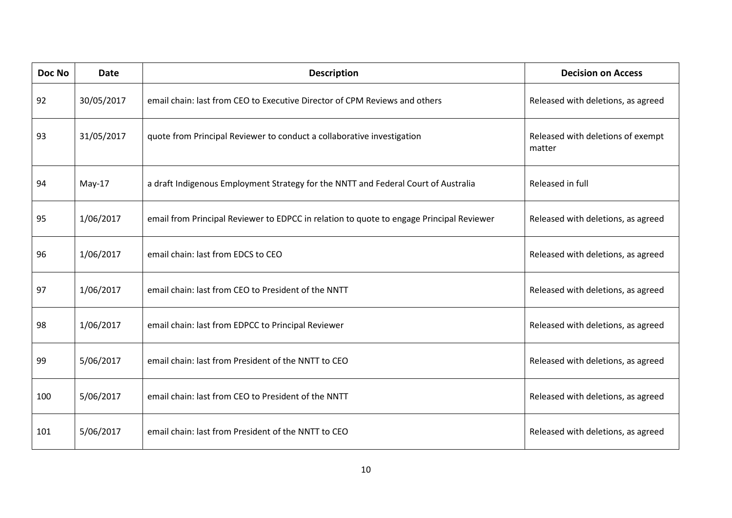| Doc No | Date | Description | Decision on Access |
|---|---|---|---|
| 92 | 30/05/2017 | email chain: last from CEO to Executive Director of CPM Reviews and others | Released with deletions, as agreed |
| 93 | 31/05/2017 | quote from Principal Reviewer to conduct a collaborative investigation | Released with deletions of exempt matter |
| 94 | May-17 | a draft Indigenous Employment Strategy for the NNTT and Federal Court of Australia | Released in full |
| 95 | 1/06/2017 | email from Principal Reviewer to EDPCC in relation to quote to engage Principal Reviewer | Released with deletions, as agreed |
| 96 | 1/06/2017 | email chain: last from EDCS to CEO | Released with deletions, as agreed |
| 97 | 1/06/2017 | email chain: last from CEO to President of the NNTT | Released with deletions, as agreed |
| 98 | 1/06/2017 | email chain: last from EDPCC to Principal Reviewer | Released with deletions, as agreed |
| 99 | 5/06/2017 | email chain: last from President of the NNTT to CEO | Released with deletions, as agreed |
| 100 | 5/06/2017 | email chain: last from CEO to President of the NNTT | Released with deletions, as agreed |
| 101 | 5/06/2017 | email chain: last from President of the NNTT to CEO | Released with deletions, as agreed |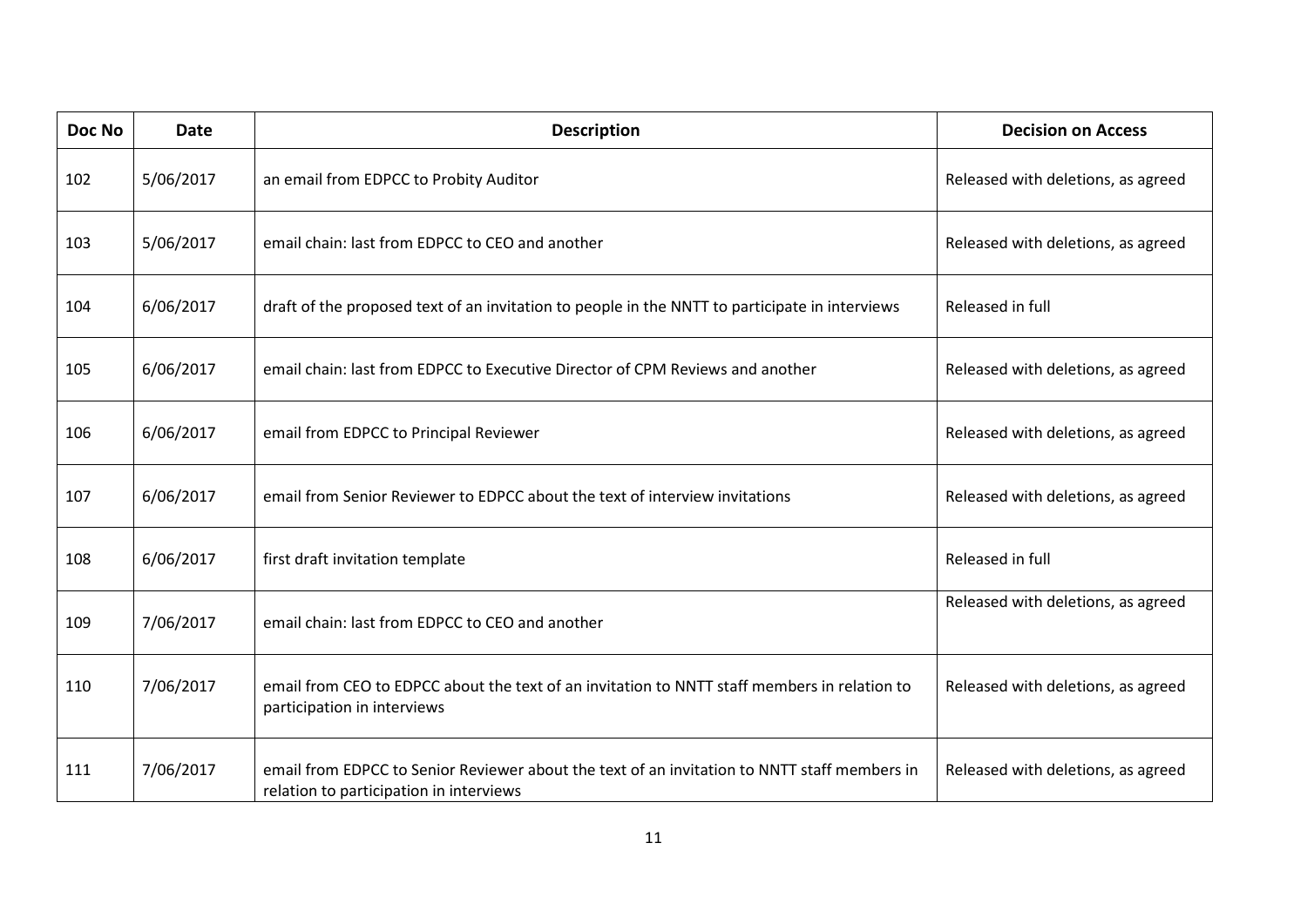| Doc No | Date | Description | Decision on Access |
|---|---|---|---|
| 102 | 5/06/2017 | an email from EDPCC to Probity Auditor | Released with deletions, as agreed |
| 103 | 5/06/2017 | email chain: last from EDPCC to CEO and another | Released with deletions, as agreed |
| 104 | 6/06/2017 | draft of the proposed text of an invitation to people in the NNTT to participate in interviews | Released in full |
| 105 | 6/06/2017 | email chain: last from EDPCC to Executive Director of CPM Reviews and another | Released with deletions, as agreed |
| 106 | 6/06/2017 | email from EDPCC to Principal Reviewer | Released with deletions, as agreed |
| 107 | 6/06/2017 | email from Senior Reviewer to EDPCC about the text of interview invitations | Released with deletions, as agreed |
| 108 | 6/06/2017 | first draft invitation template | Released in full |
| 109 | 7/06/2017 | email chain: last from EDPCC to CEO and another | Released with deletions, as agreed |
| 110 | 7/06/2017 | email from CEO to EDPCC about the text of an invitation to NNTT staff members in relation to participation in interviews | Released with deletions, as agreed |
| 111 | 7/06/2017 | email from EDPCC to Senior Reviewer about the text of an invitation to NNTT staff members in relation to participation in interviews | Released with deletions, as agreed |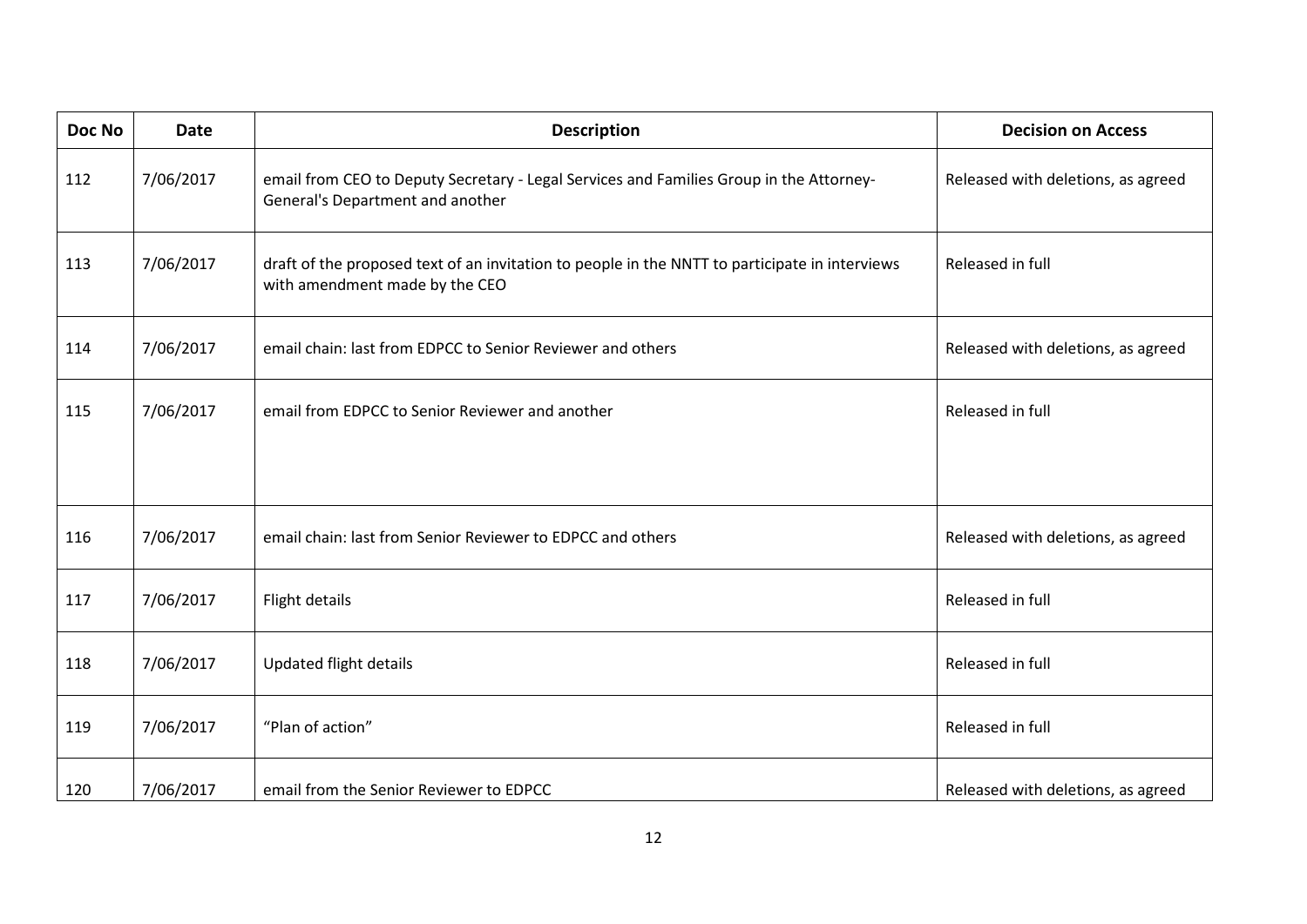| Doc No | Date | Description | Decision on Access |
|---|---|---|---|
| 112 | 7/06/2017 | email from CEO to Deputy Secretary - Legal Services and Families Group in the Attorney-General's Department and another | Released with deletions, as agreed |
| 113 | 7/06/2017 | draft of the proposed text of an invitation to people in the NNTT to participate in interviews with amendment made by the CEO | Released in full |
| 114 | 7/06/2017 | email chain: last from EDPCC to Senior Reviewer and others | Released with deletions, as agreed |
| 115 | 7/06/2017 | email from EDPCC to Senior Reviewer and another | Released in full |
| 116 | 7/06/2017 | email chain: last from Senior Reviewer to EDPCC and others | Released with deletions, as agreed |
| 117 | 7/06/2017 | Flight details | Released in full |
| 118 | 7/06/2017 | Updated flight details | Released in full |
| 119 | 7/06/2017 | "Plan of action" | Released in full |
| 120 | 7/06/2017 | email from the Senior Reviewer to EDPCC | Released with deletions, as agreed |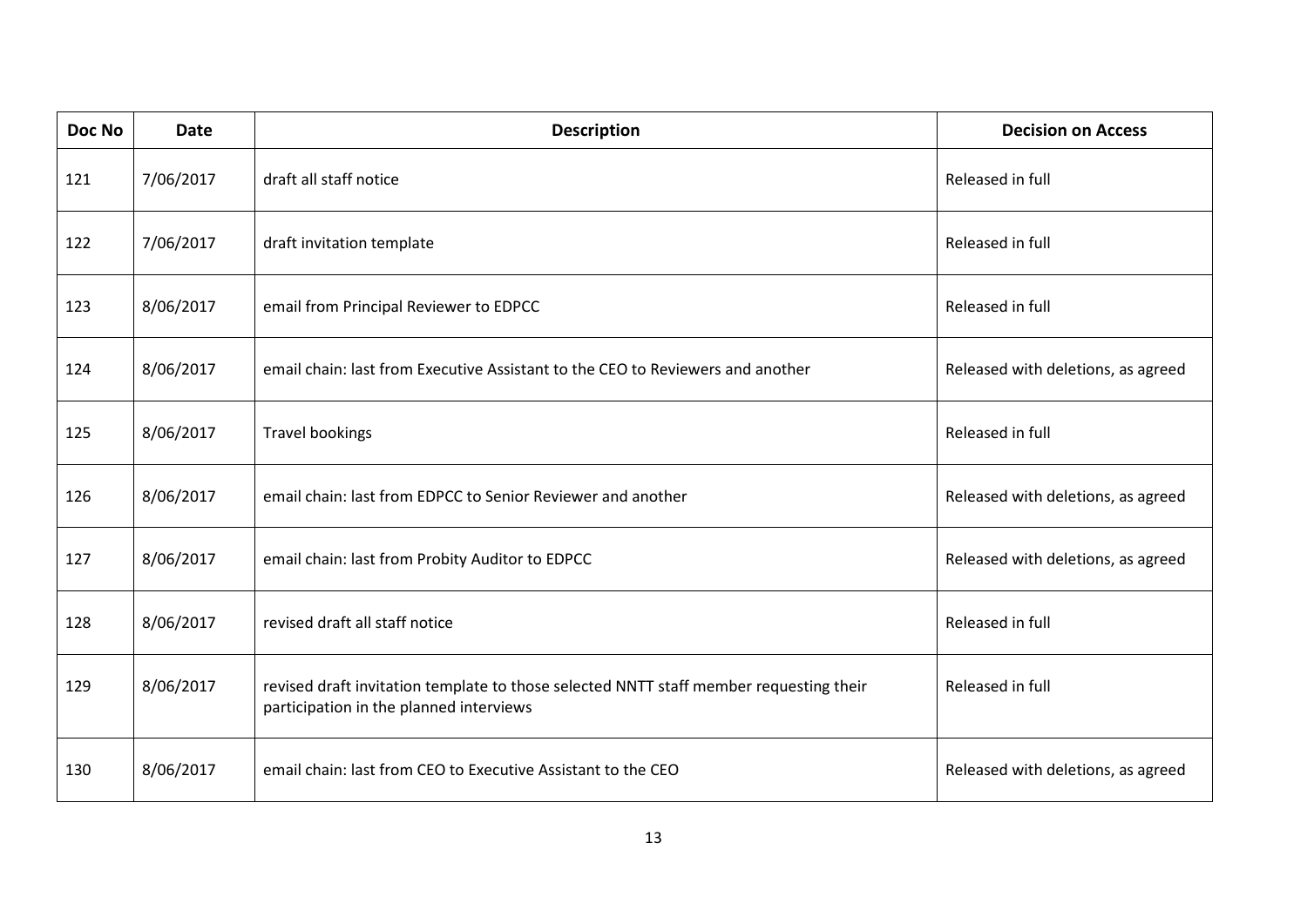| Doc No | Date | Description | Decision on Access |
|---|---|---|---|
| 121 | 7/06/2017 | draft all staff notice | Released in full |
| 122 | 7/06/2017 | draft invitation template | Released in full |
| 123 | 8/06/2017 | email from Principal Reviewer to EDPCC | Released in full |
| 124 | 8/06/2017 | email chain: last from Executive Assistant to the CEO to Reviewers and another | Released with deletions, as agreed |
| 125 | 8/06/2017 | Travel bookings | Released in full |
| 126 | 8/06/2017 | email chain: last from EDPCC to Senior Reviewer and another | Released with deletions, as agreed |
| 127 | 8/06/2017 | email chain: last from Probity Auditor to EDPCC | Released with deletions, as agreed |
| 128 | 8/06/2017 | revised draft all staff notice | Released in full |
| 129 | 8/06/2017 | revised draft invitation template to those selected NNTT staff member requesting their participation in the planned interviews | Released in full |
| 130 | 8/06/2017 | email chain: last from CEO to Executive Assistant to the CEO | Released with deletions, as agreed |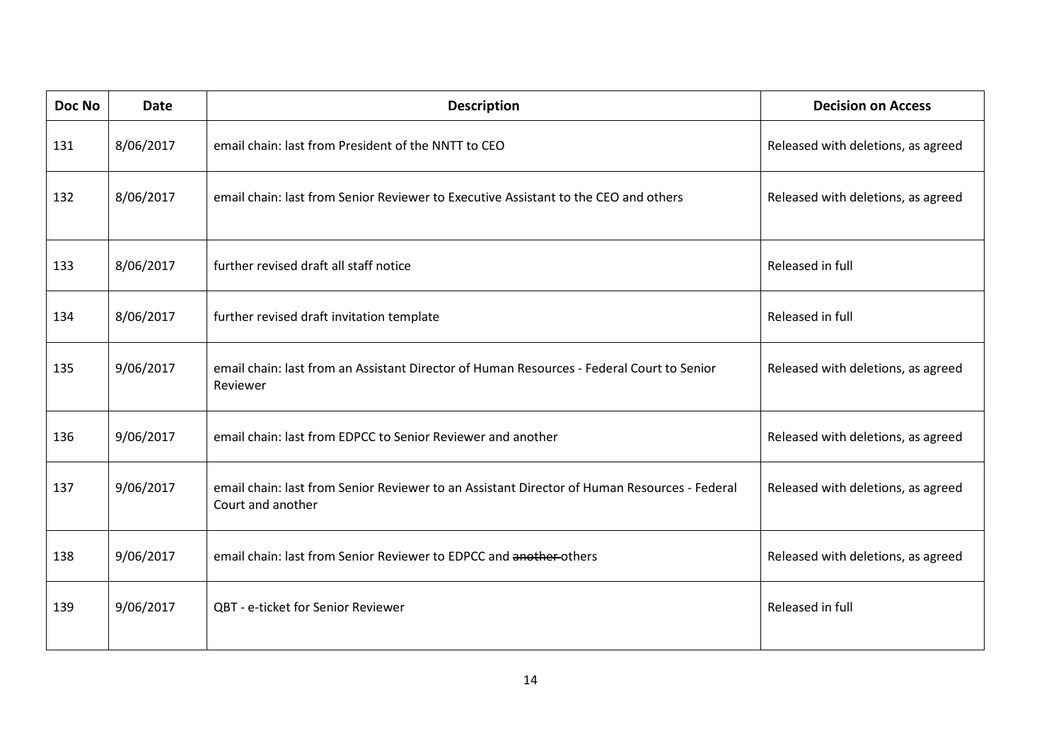| Doc No | Date | Description | Decision on Access |
| --- | --- | --- | --- |
| 131 | 8/06/2017 | email chain: last from President of the NNTT to CEO | Released with deletions, as agreed |
| 132 | 8/06/2017 | email chain: last from Senior Reviewer to Executive Assistant to the CEO and others | Released with deletions, as agreed |
| 133 | 8/06/2017 | further revised draft all staff notice | Released in full |
| 134 | 8/06/2017 | further revised draft invitation template | Released in full |
| 135 | 9/06/2017 | email chain: last from an Assistant Director of Human Resources - Federal Court to Senior Reviewer | Released with deletions, as agreed |
| 136 | 9/06/2017 | email chain: last from EDPCC to Senior Reviewer and another | Released with deletions, as agreed |
| 137 | 9/06/2017 | email chain: last from Senior Reviewer to an Assistant Director of Human Resources - Federal Court and another | Released with deletions, as agreed |
| 138 | 9/06/2017 | email chain: last from Senior Reviewer to EDPCC and ~~another~~ others | Released with deletions, as agreed |
| 139 | 9/06/2017 | QBT - e-ticket for Senior Reviewer | Released in full |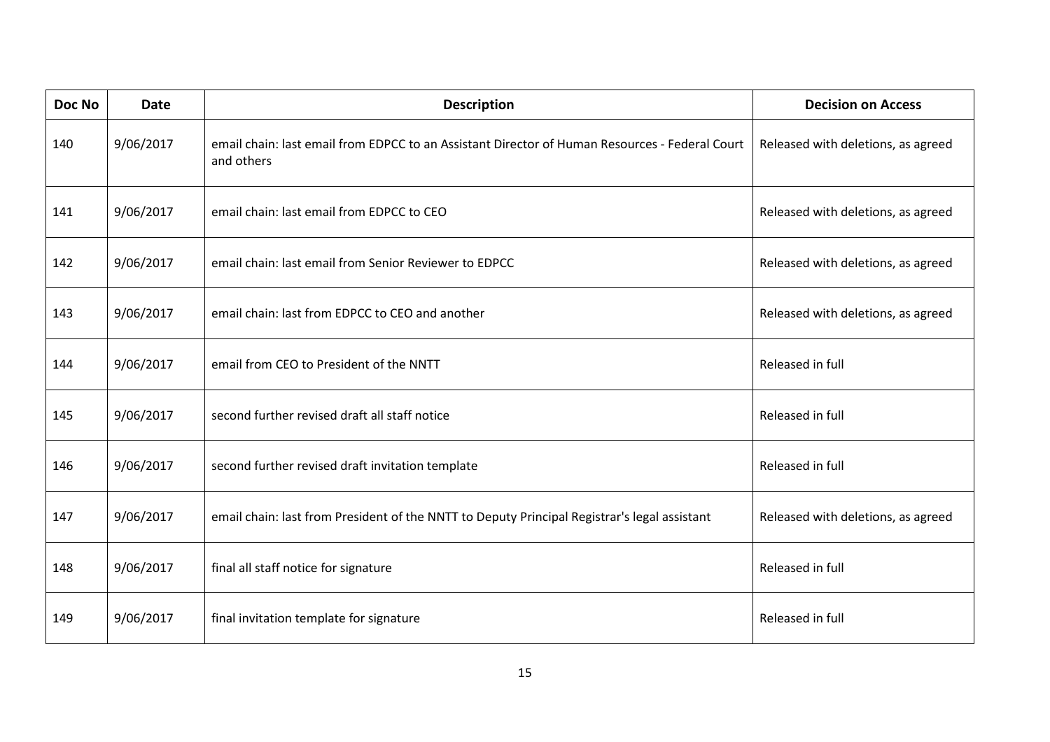| Doc No | Date | Description | Decision on Access |
|---|---|---|---|
| 140 | 9/06/2017 | email chain: last email from EDPCC to an Assistant Director of Human Resources - Federal Court and others | Released with deletions, as agreed |
| 141 | 9/06/2017 | email chain: last email from EDPCC to CEO | Released with deletions, as agreed |
| 142 | 9/06/2017 | email chain: last email from Senior Reviewer to EDPCC | Released with deletions, as agreed |
| 143 | 9/06/2017 | email chain: last from EDPCC to CEO and another | Released with deletions, as agreed |
| 144 | 9/06/2017 | email from CEO to President of the NNTT | Released in full |
| 145 | 9/06/2017 | second further revised draft all staff notice | Released in full |
| 146 | 9/06/2017 | second further revised draft invitation template | Released in full |
| 147 | 9/06/2017 | email chain: last from President of the NNTT to Deputy Principal Registrar's legal assistant | Released with deletions, as agreed |
| 148 | 9/06/2017 | final all staff notice for signature | Released in full |
| 149 | 9/06/2017 | final invitation template for signature | Released in full |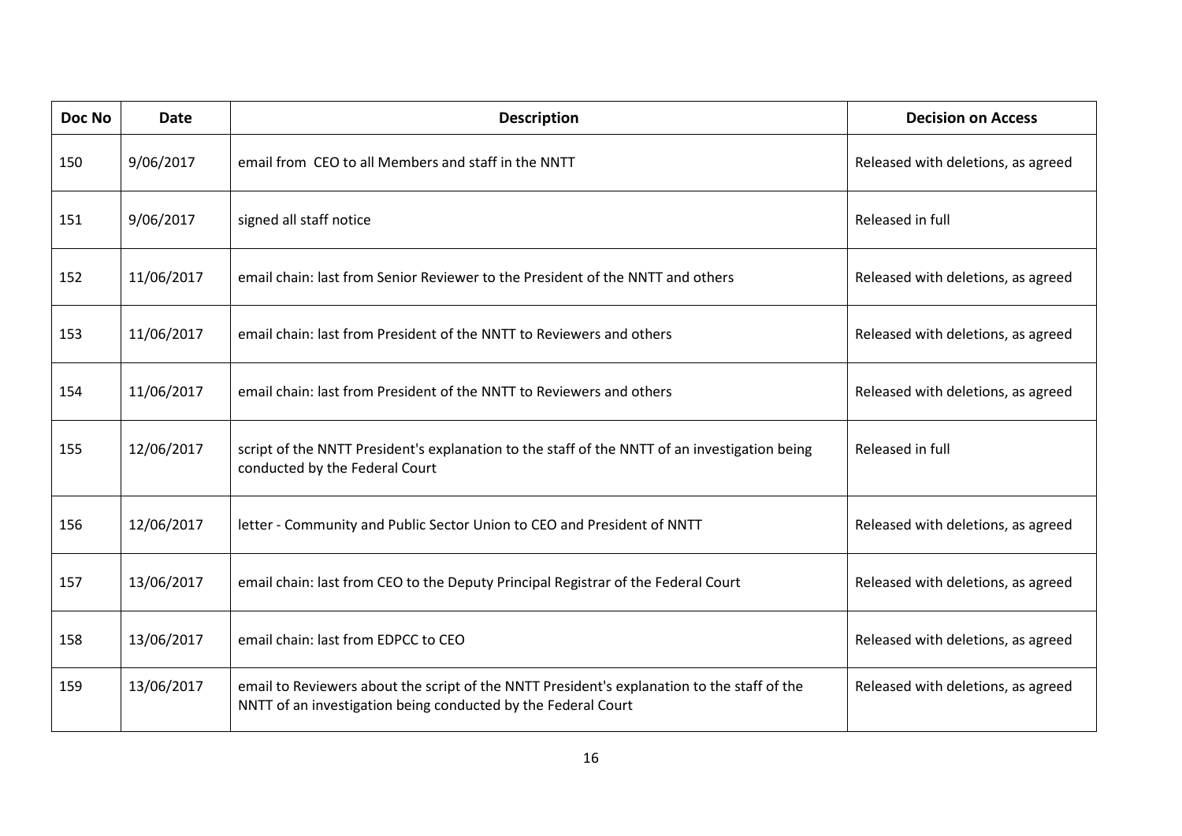| Doc No | Date | Description | Decision on Access |
|---|---|---|---|
| 150 | 9/06/2017 | email from CEO to all Members and staff in the NNTT | Released with deletions, as agreed |
| 151 | 9/06/2017 | signed all staff notice | Released in full |
| 152 | 11/06/2017 | email chain: last from Senior Reviewer to the President of the NNTT and others | Released with deletions, as agreed |
| 153 | 11/06/2017 | email chain: last from President of the NNTT to Reviewers and others | Released with deletions, as agreed |
| 154 | 11/06/2017 | email chain: last from President of the NNTT to Reviewers and others | Released with deletions, as agreed |
| 155 | 12/06/2017 | script of the NNTT President's explanation to the staff of the NNTT of an investigation being conducted by the Federal Court | Released in full |
| 156 | 12/06/2017 | letter - Community and Public Sector Union to CEO and President of NNTT | Released with deletions, as agreed |
| 157 | 13/06/2017 | email chain: last from CEO to the Deputy Principal Registrar of the Federal Court | Released with deletions, as agreed |
| 158 | 13/06/2017 | email chain: last from EDPCC to CEO | Released with deletions, as agreed |
| 159 | 13/06/2017 | email to Reviewers about the script of the NNTT President's explanation to the staff of the NNTT of an investigation being conducted by the Federal Court | Released with deletions, as agreed |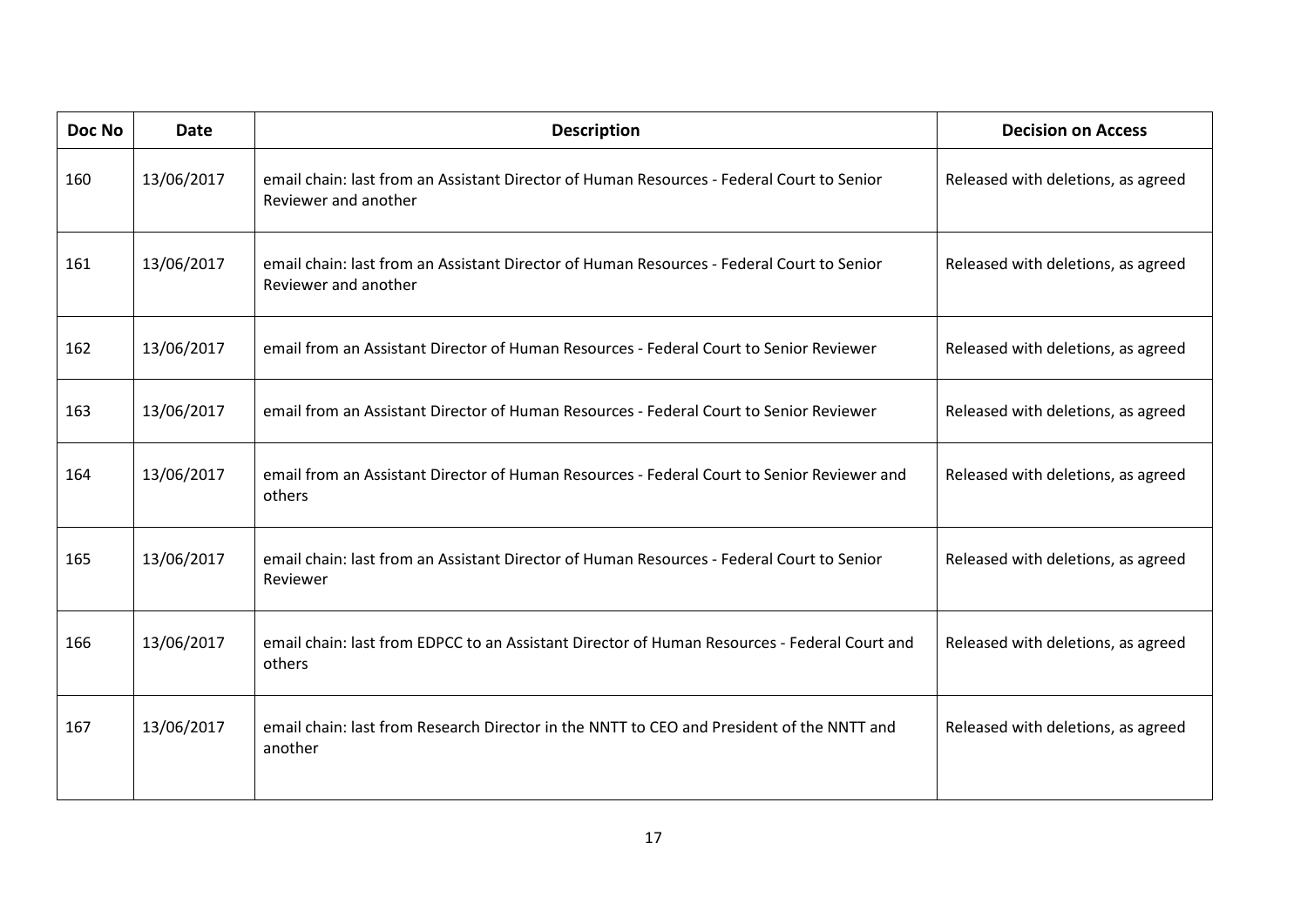| Doc No | Date | Description | Decision on Access |
|---|---|---|---|
| 160 | 13/06/2017 | email chain: last from an Assistant Director of Human Resources - Federal Court to Senior Reviewer and another | Released with deletions, as agreed |
| 161 | 13/06/2017 | email chain: last from an Assistant Director of Human Resources - Federal Court to Senior Reviewer and another | Released with deletions, as agreed |
| 162 | 13/06/2017 | email from an Assistant Director of Human Resources - Federal Court to Senior Reviewer | Released with deletions, as agreed |
| 163 | 13/06/2017 | email from an Assistant Director of Human Resources - Federal Court to Senior Reviewer | Released with deletions, as agreed |
| 164 | 13/06/2017 | email from an Assistant Director of Human Resources - Federal Court to Senior Reviewer and others | Released with deletions, as agreed |
| 165 | 13/06/2017 | email chain: last from an Assistant Director of Human Resources - Federal Court to Senior Reviewer | Released with deletions, as agreed |
| 166 | 13/06/2017 | email chain: last from EDPCC to an Assistant Director of Human Resources - Federal Court and others | Released with deletions, as agreed |
| 167 | 13/06/2017 | email chain: last from Research Director in the NNTT to CEO and President of the NNTT and another | Released with deletions, as agreed |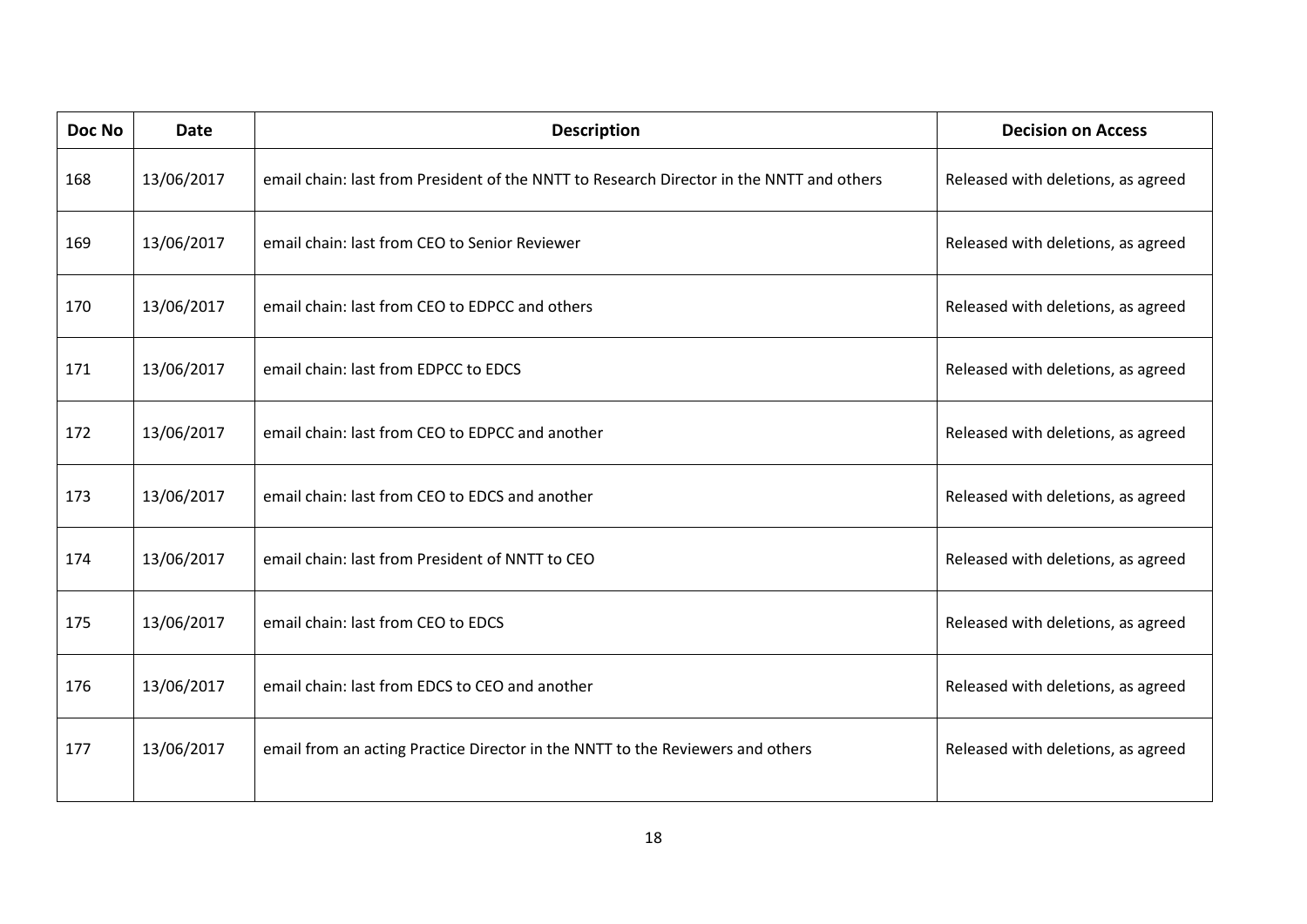| Doc No | Date | Description | Decision on Access |
|---|---|---|---|
| 168 | 13/06/2017 | email chain: last from President of the NNTT to Research Director in the NNTT and others | Released with deletions, as agreed |
| 169 | 13/06/2017 | email chain: last from CEO to Senior Reviewer | Released with deletions, as agreed |
| 170 | 13/06/2017 | email chain: last from CEO to EDPCC and others | Released with deletions, as agreed |
| 171 | 13/06/2017 | email chain: last from EDPCC to EDCS | Released with deletions, as agreed |
| 172 | 13/06/2017 | email chain: last from CEO to EDPCC and another | Released with deletions, as agreed |
| 173 | 13/06/2017 | email chain: last from CEO to EDCS and another | Released with deletions, as agreed |
| 174 | 13/06/2017 | email chain: last from President of NNTT to CEO | Released with deletions, as agreed |
| 175 | 13/06/2017 | email chain: last from CEO to EDCS | Released with deletions, as agreed |
| 176 | 13/06/2017 | email chain: last from EDCS to CEO and another | Released with deletions, as agreed |
| 177 | 13/06/2017 | email from an acting Practice Director in the NNTT to the Reviewers and others | Released with deletions, as agreed |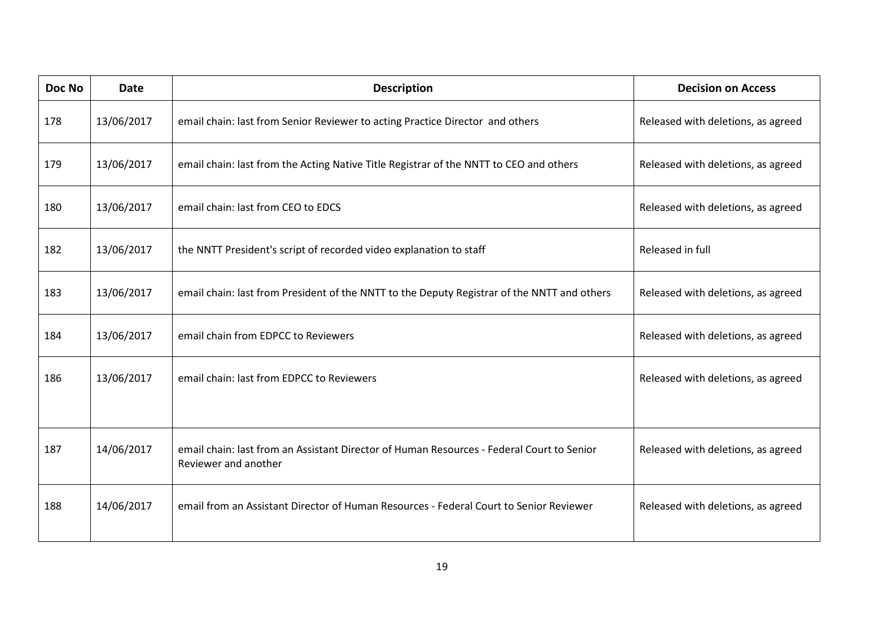| Doc No | Date | Description | Decision on Access |
|---|---|---|---|
| 178 | 13/06/2017 | email chain: last from Senior Reviewer to acting Practice Director and others | Released with deletions, as agreed |
| 179 | 13/06/2017 | email chain: last from the Acting Native Title Registrar of the NNTT to CEO and others | Released with deletions, as agreed |
| 180 | 13/06/2017 | email chain: last from CEO to EDCS | Released with deletions, as agreed |
| 182 | 13/06/2017 | the NNTT President's script of recorded video explanation to staff | Released in full |
| 183 | 13/06/2017 | email chain: last from President of the NNTT to the Deputy Registrar of the NNTT and others | Released with deletions, as agreed |
| 184 | 13/06/2017 | email chain from EDPCC to Reviewers | Released with deletions, as agreed |
| 186 | 13/06/2017 | email chain: last from EDPCC to Reviewers | Released with deletions, as agreed |
| 187 | 14/06/2017 | email chain: last from an Assistant Director of Human Resources - Federal Court to Senior Reviewer and another | Released with deletions, as agreed |
| 188 | 14/06/2017 | email from an Assistant Director of Human Resources - Federal Court to Senior Reviewer | Released with deletions, as agreed |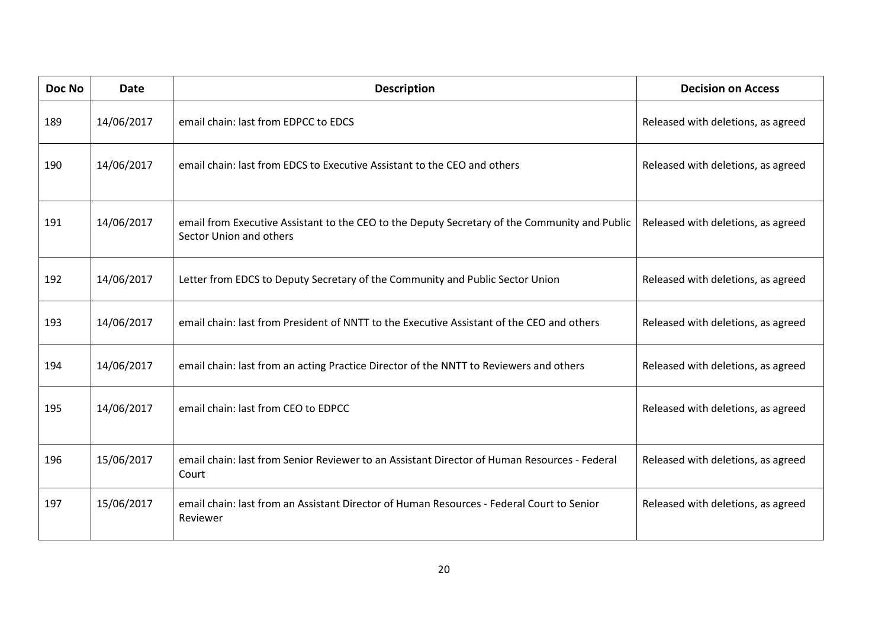| Doc No | Date | Description | Decision on Access |
|---|---|---|---|
| 189 | 14/06/2017 | email chain: last from EDPCC to EDCS | Released with deletions, as agreed |
| 190 | 14/06/2017 | email chain: last from EDCS to Executive Assistant to the CEO and others | Released with deletions, as agreed |
| 191 | 14/06/2017 | email from Executive Assistant to the CEO to the Deputy Secretary of the Community and Public Sector Union and others | Released with deletions, as agreed |
| 192 | 14/06/2017 | Letter from EDCS to Deputy Secretary of the Community and Public Sector Union | Released with deletions, as agreed |
| 193 | 14/06/2017 | email chain: last from President of NNTT to the Executive Assistant of the CEO and others | Released with deletions, as agreed |
| 194 | 14/06/2017 | email chain: last from an acting Practice Director of the NNTT to Reviewers and others | Released with deletions, as agreed |
| 195 | 14/06/2017 | email chain: last from CEO to EDPCC | Released with deletions, as agreed |
| 196 | 15/06/2017 | email chain: last from Senior Reviewer to an Assistant Director of Human Resources - Federal Court | Released with deletions, as agreed |
| 197 | 15/06/2017 | email chain: last from an Assistant Director of Human Resources - Federal Court to Senior Reviewer | Released with deletions, as agreed |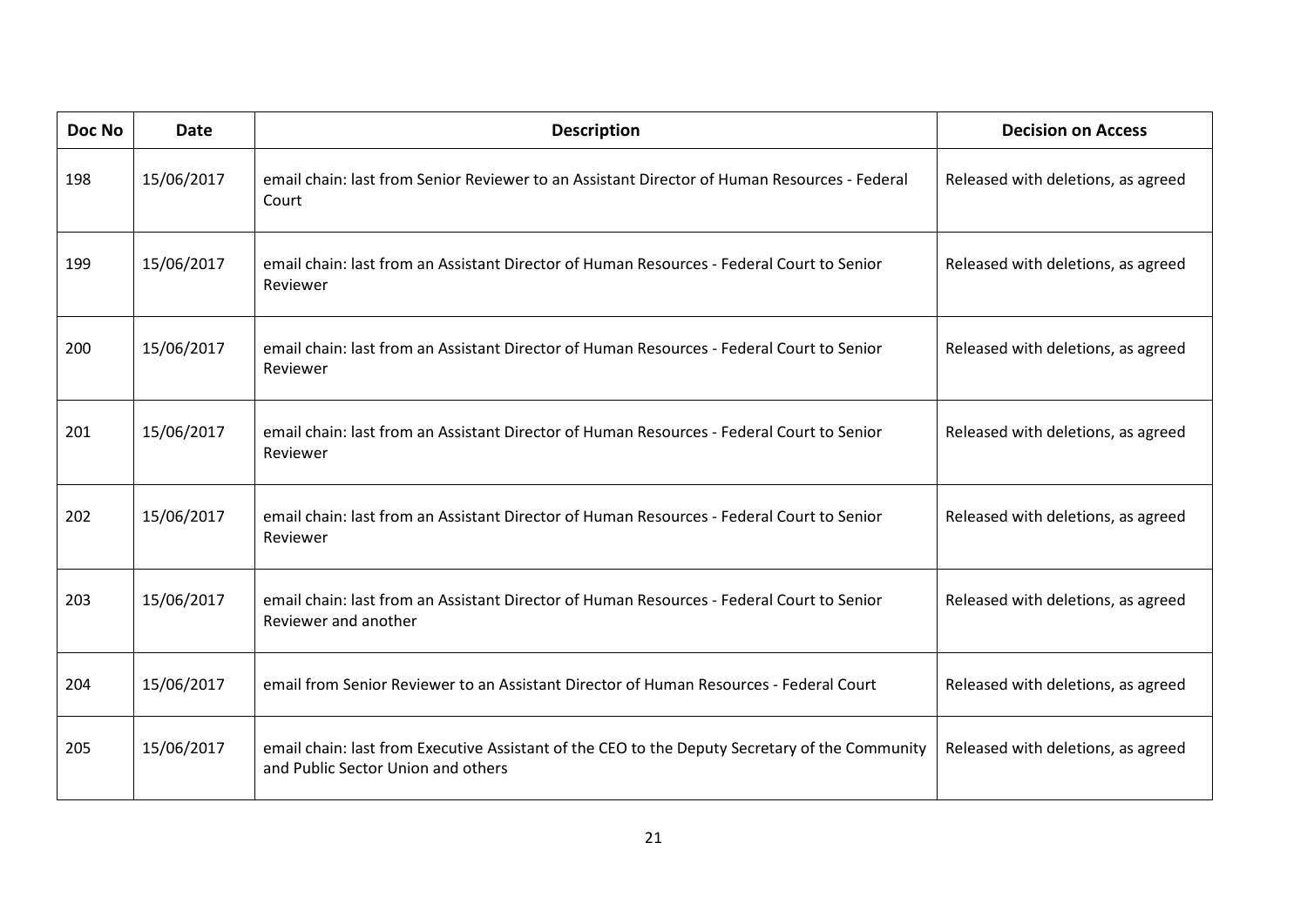| Doc No | Date | Description | Decision on Access |
|---|---|---|---|
| 198 | 15/06/2017 | email chain: last from Senior Reviewer to an Assistant Director of Human Resources - Federal Court | Released with deletions, as agreed |
| 199 | 15/06/2017 | email chain: last from an Assistant Director of Human Resources - Federal Court to Senior Reviewer | Released with deletions, as agreed |
| 200 | 15/06/2017 | email chain: last from an Assistant Director of Human Resources - Federal Court to Senior Reviewer | Released with deletions, as agreed |
| 201 | 15/06/2017 | email chain: last from an Assistant Director of Human Resources - Federal Court to Senior Reviewer | Released with deletions, as agreed |
| 202 | 15/06/2017 | email chain: last from an Assistant Director of Human Resources - Federal Court to Senior Reviewer | Released with deletions, as agreed |
| 203 | 15/06/2017 | email chain: last from an Assistant Director of Human Resources - Federal Court to Senior Reviewer and another | Released with deletions, as agreed |
| 204 | 15/06/2017 | email from Senior Reviewer to an Assistant Director of Human Resources - Federal Court | Released with deletions, as agreed |
| 205 | 15/06/2017 | email chain: last from Executive Assistant of the CEO to the Deputy Secretary of the Community and Public Sector Union and others | Released with deletions, as agreed |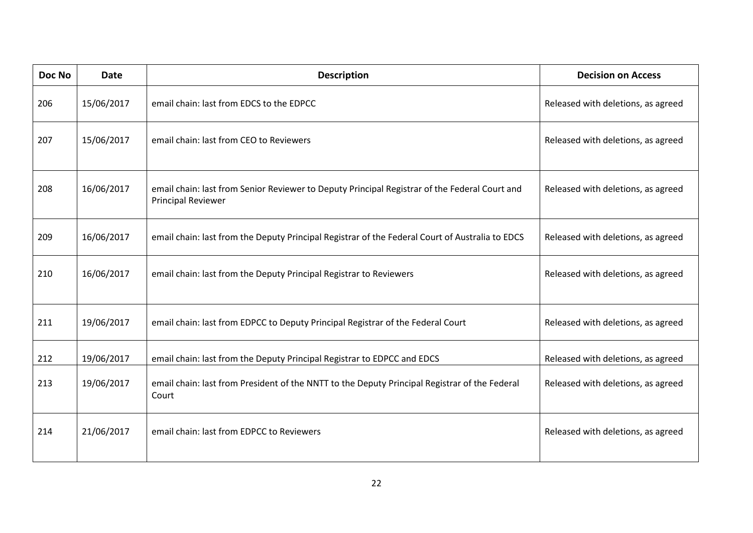| Doc No | Date | Description | Decision on Access |
|---|---|---|---|
| 206 | 15/06/2017 | email chain: last from EDCS to the EDPCC | Released with deletions, as agreed |
| 207 | 15/06/2017 | email chain: last from CEO to Reviewers | Released with deletions, as agreed |
| 208 | 16/06/2017 | email chain: last from Senior Reviewer to Deputy Principal Registrar of the Federal Court and Principal Reviewer | Released with deletions, as agreed |
| 209 | 16/06/2017 | email chain: last from the Deputy Principal Registrar of the Federal Court of Australia to EDCS | Released with deletions, as agreed |
| 210 | 16/06/2017 | email chain: last from the Deputy Principal Registrar to Reviewers | Released with deletions, as agreed |
| 211 | 19/06/2017 | email chain: last from EDPCC to Deputy Principal Registrar of the Federal Court | Released with deletions, as agreed |
| 212 | 19/06/2017 | email chain: last from the Deputy Principal Registrar to EDPCC and EDCS | Released with deletions, as agreed |
| 213 | 19/06/2017 | email chain: last from President of the NNTT to the Deputy Principal Registrar of the Federal Court | Released with deletions, as agreed |
| 214 | 21/06/2017 | email chain: last from EDPCC to Reviewers | Released with deletions, as agreed |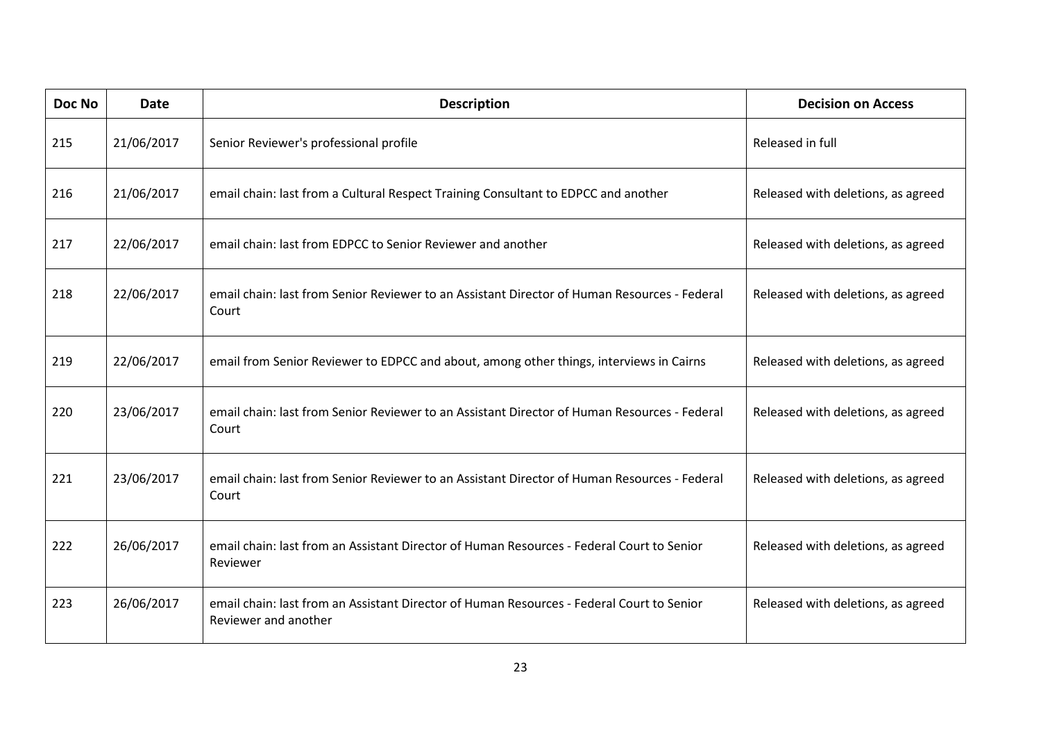| Doc No | Date | Description | Decision on Access |
|---|---|---|---|
| 215 | 21/06/2017 | Senior Reviewer's professional profile | Released in full |
| 216 | 21/06/2017 | email chain: last from a Cultural Respect Training Consultant to EDPCC and another | Released with deletions, as agreed |
| 217 | 22/06/2017 | email chain: last from EDPCC to Senior Reviewer and another | Released with deletions, as agreed |
| 218 | 22/06/2017 | email chain: last from Senior Reviewer to an Assistant Director of Human Resources - Federal Court | Released with deletions, as agreed |
| 219 | 22/06/2017 | email from Senior Reviewer to EDPCC and about, among other things, interviews in Cairns | Released with deletions, as agreed |
| 220 | 23/06/2017 | email chain: last from Senior Reviewer to an Assistant Director of Human Resources - Federal Court | Released with deletions, as agreed |
| 221 | 23/06/2017 | email chain: last from Senior Reviewer to an Assistant Director of Human Resources - Federal Court | Released with deletions, as agreed |
| 222 | 26/06/2017 | email chain: last from an Assistant Director of Human Resources - Federal Court to Senior Reviewer | Released with deletions, as agreed |
| 223 | 26/06/2017 | email chain: last from an Assistant Director of Human Resources - Federal Court to Senior Reviewer and another | Released with deletions, as agreed |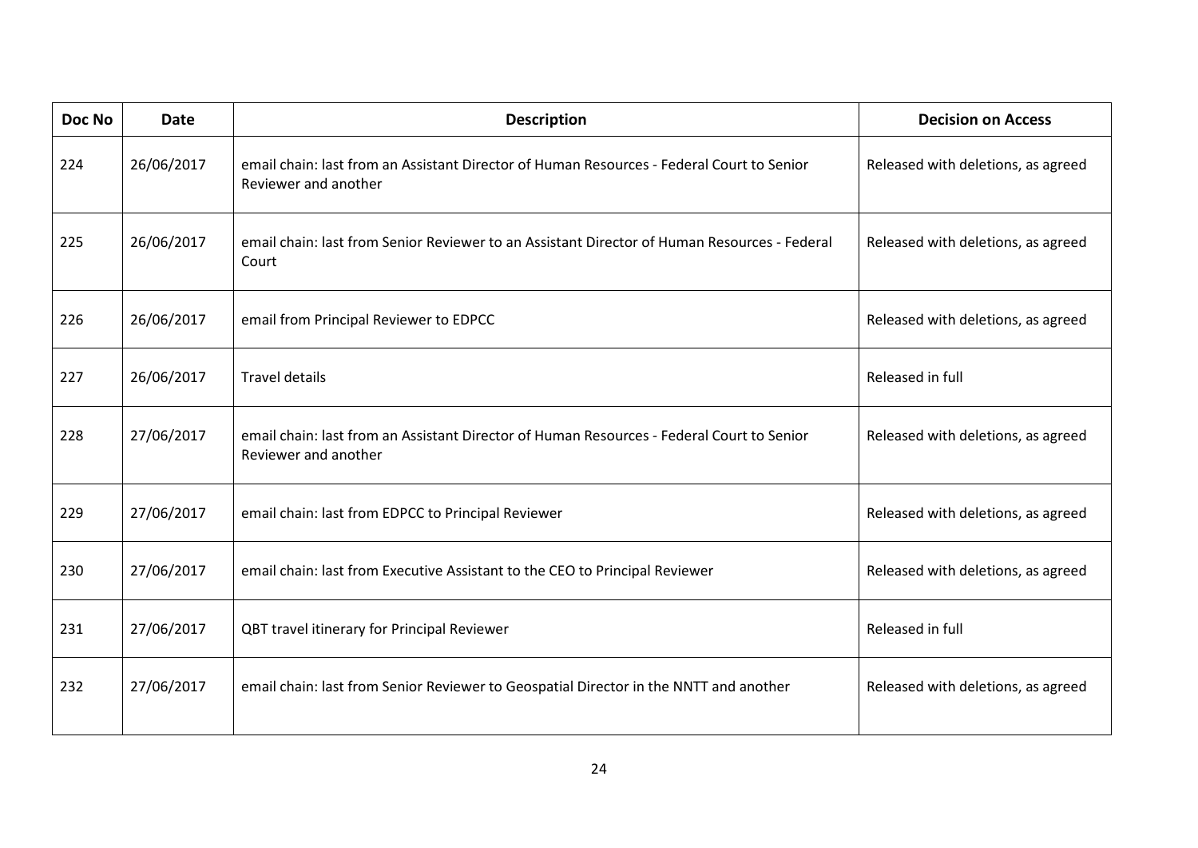| Doc No | Date | Description | Decision on Access |
|---|---|---|---|
| 224 | 26/06/2017 | email chain: last from an Assistant Director of Human Resources - Federal Court to Senior Reviewer and another | Released with deletions, as agreed |
| 225 | 26/06/2017 | email chain: last from Senior Reviewer to an Assistant Director of Human Resources - Federal Court | Released with deletions, as agreed |
| 226 | 26/06/2017 | email from Principal Reviewer to EDPCC | Released with deletions, as agreed |
| 227 | 26/06/2017 | Travel details | Released in full |
| 228 | 27/06/2017 | email chain: last from an Assistant Director of Human Resources - Federal Court to Senior Reviewer and another | Released with deletions, as agreed |
| 229 | 27/06/2017 | email chain: last from EDPCC to Principal Reviewer | Released with deletions, as agreed |
| 230 | 27/06/2017 | email chain: last from Executive Assistant to the CEO to Principal Reviewer | Released with deletions, as agreed |
| 231 | 27/06/2017 | QBT travel itinerary for Principal Reviewer | Released in full |
| 232 | 27/06/2017 | email chain: last from Senior Reviewer to Geospatial Director in the NNTT and another | Released with deletions, as agreed |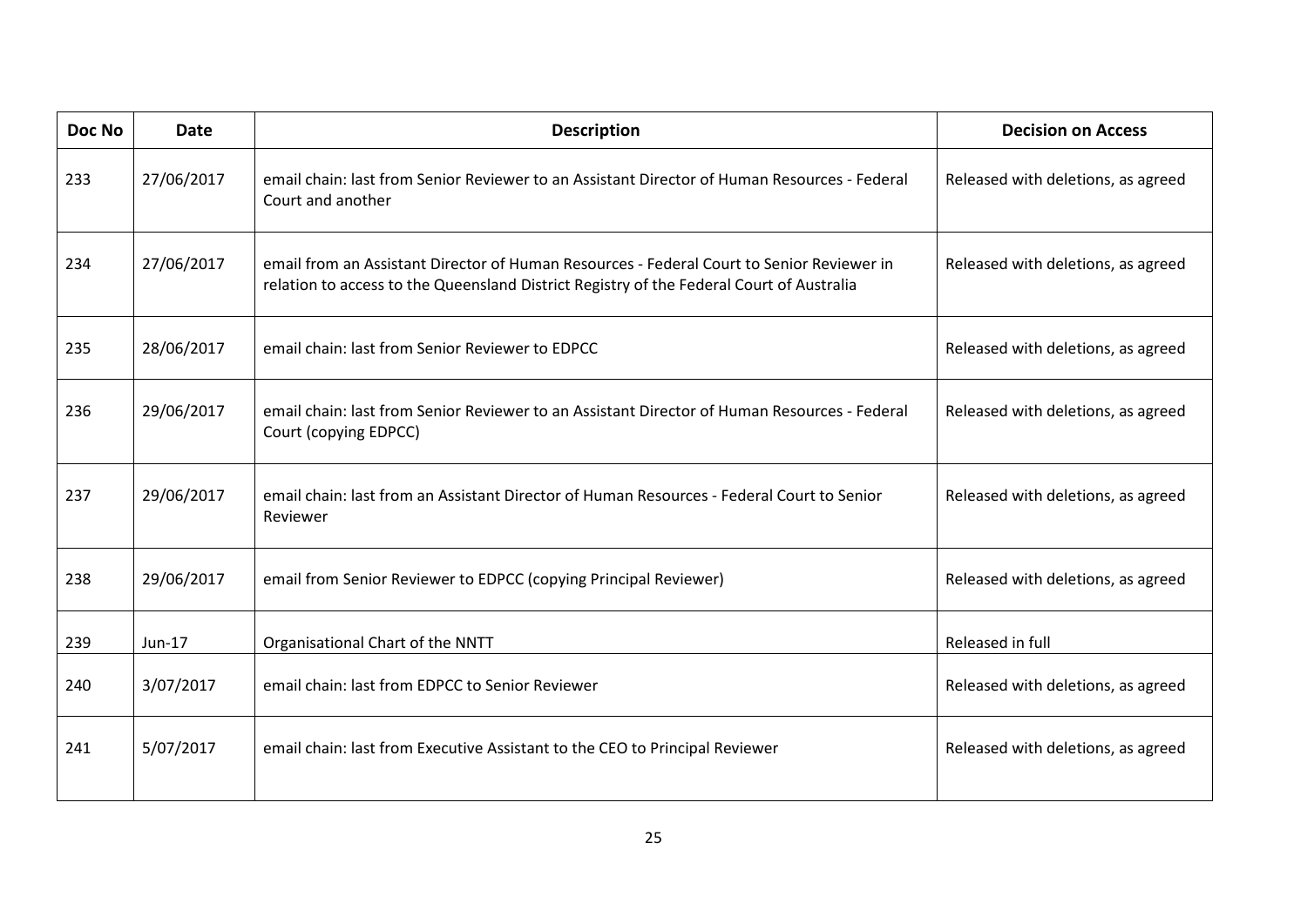| Doc No | Date | Description | Decision on Access |
|---|---|---|---|
| 233 | 27/06/2017 | email chain: last from Senior Reviewer to an Assistant Director of Human Resources - Federal Court and another | Released with deletions, as agreed |
| 234 | 27/06/2017 | email from an Assistant Director of Human Resources - Federal Court to Senior Reviewer in relation to access to the Queensland District Registry of the Federal Court of Australia | Released with deletions, as agreed |
| 235 | 28/06/2017 | email chain: last from Senior Reviewer to EDPCC | Released with deletions, as agreed |
| 236 | 29/06/2017 | email chain: last from Senior Reviewer to an Assistant Director of Human Resources - Federal Court (copying EDPCC) | Released with deletions, as agreed |
| 237 | 29/06/2017 | email chain: last from an Assistant Director of Human Resources - Federal Court to Senior Reviewer | Released with deletions, as agreed |
| 238 | 29/06/2017 | email from Senior Reviewer to EDPCC (copying Principal Reviewer) | Released with deletions, as agreed |
| 239 | Jun-17 | Organisational Chart of the NNTT | Released in full |
| 240 | 3/07/2017 | email chain: last from EDPCC to Senior Reviewer | Released with deletions, as agreed |
| 241 | 5/07/2017 | email chain: last from Executive Assistant to the CEO to Principal Reviewer | Released with deletions, as agreed |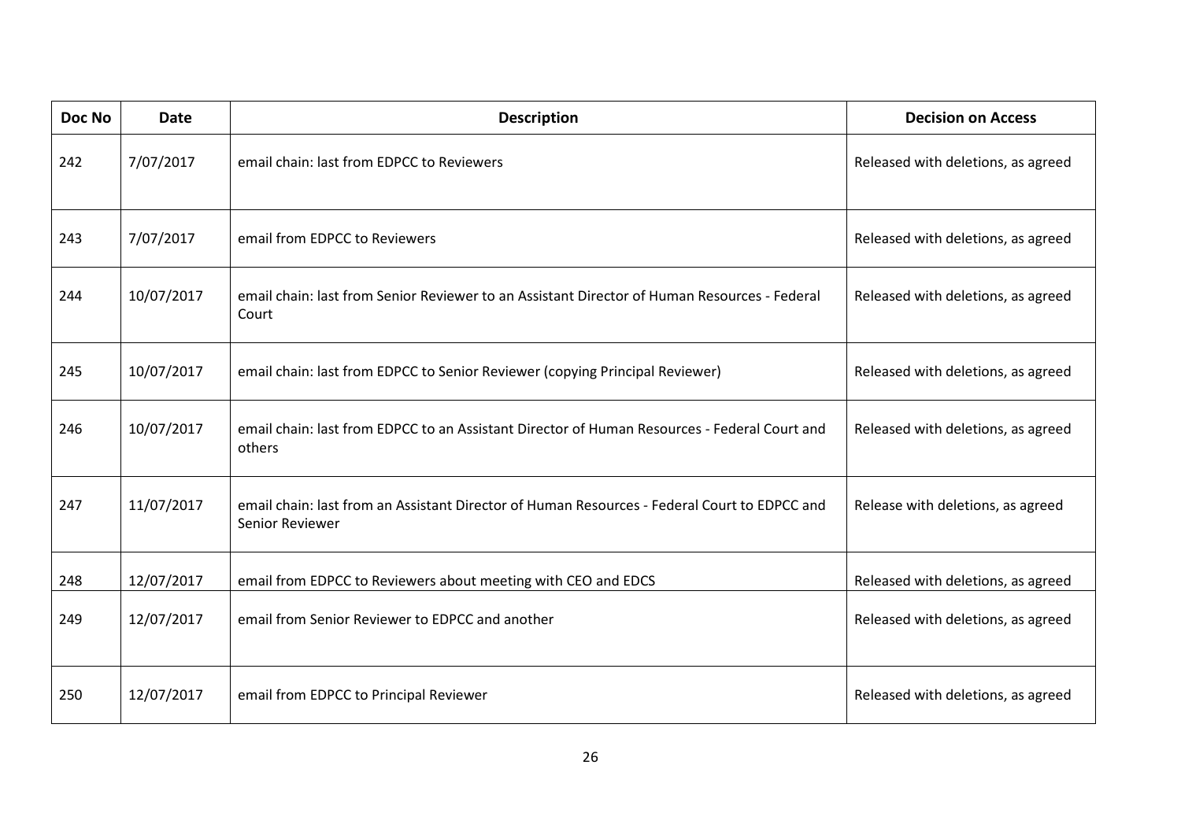| Doc No | Date | Description | Decision on Access |
| --- | --- | --- | --- |
| 242 | 7/07/2017 | email chain: last from EDPCC to Reviewers | Released with deletions, as agreed |
| 243 | 7/07/2017 | email from EDPCC to Reviewers | Released with deletions, as agreed |
| 244 | 10/07/2017 | email chain: last from Senior Reviewer to an Assistant Director of Human Resources - Federal Court | Released with deletions, as agreed |
| 245 | 10/07/2017 | email chain: last from EDPCC to Senior Reviewer (copying Principal Reviewer) | Released with deletions, as agreed |
| 246 | 10/07/2017 | email chain: last from EDPCC to an Assistant Director of Human Resources - Federal Court and others | Released with deletions, as agreed |
| 247 | 11/07/2017 | email chain: last from an Assistant Director of Human Resources - Federal Court to EDPCC and Senior Reviewer | Release with deletions, as agreed |
| 248 | 12/07/2017 | email from EDPCC to Reviewers about meeting with CEO and EDCS | Released with deletions, as agreed |
| 249 | 12/07/2017 | email from Senior Reviewer to EDPCC and another | Released with deletions, as agreed |
| 250 | 12/07/2017 | email from EDPCC to Principal Reviewer | Released with deletions, as agreed |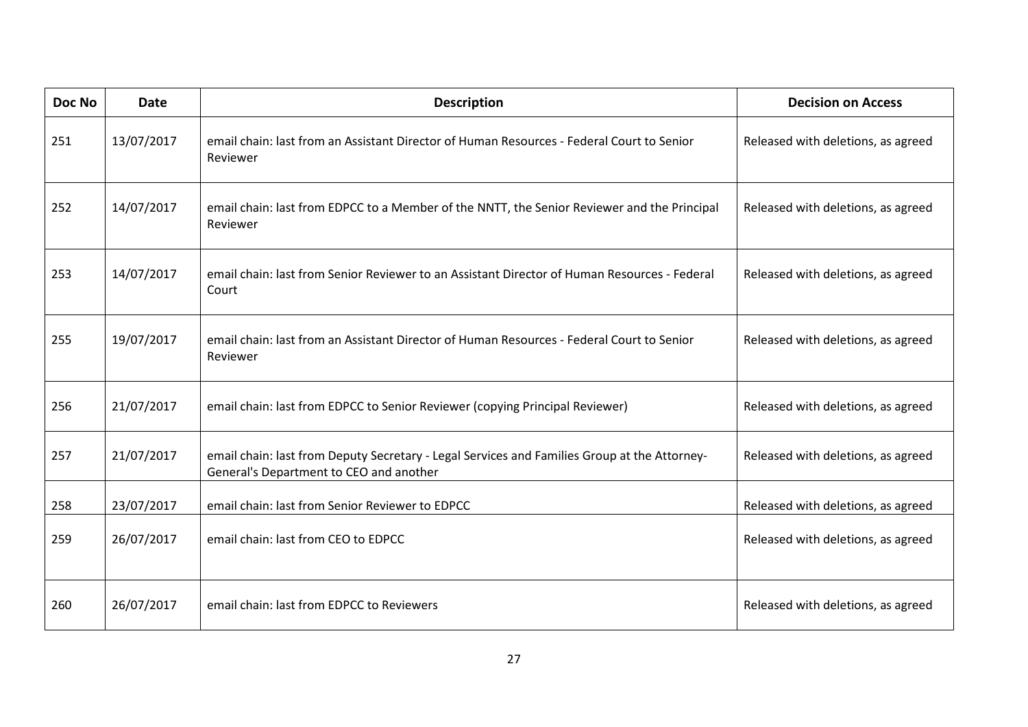| Doc No | Date | Description | Decision on Access |
|---|---|---|---|
| 251 | 13/07/2017 | email chain: last from an Assistant Director of Human Resources - Federal Court to Senior Reviewer | Released with deletions, as agreed |
| 252 | 14/07/2017 | email chain: last from EDPCC to a Member of the NNTT, the Senior Reviewer and the Principal Reviewer | Released with deletions, as agreed |
| 253 | 14/07/2017 | email chain: last from Senior Reviewer to an Assistant Director of Human Resources - Federal Court | Released with deletions, as agreed |
| 255 | 19/07/2017 | email chain: last from an Assistant Director of Human Resources - Federal Court to Senior Reviewer | Released with deletions, as agreed |
| 256 | 21/07/2017 | email chain: last from EDPCC to Senior Reviewer (copying Principal Reviewer) | Released with deletions, as agreed |
| 257 | 21/07/2017 | email chain: last from Deputy Secretary - Legal Services and Families Group at the Attorney-General's Department to CEO and another | Released with deletions, as agreed |
| 258 | 23/07/2017 | email chain: last from Senior Reviewer to EDPCC | Released with deletions, as agreed |
| 259 | 26/07/2017 | email chain: last from CEO to EDPCC | Released with deletions, as agreed |
| 260 | 26/07/2017 | email chain: last from EDPCC to Reviewers | Released with deletions, as agreed |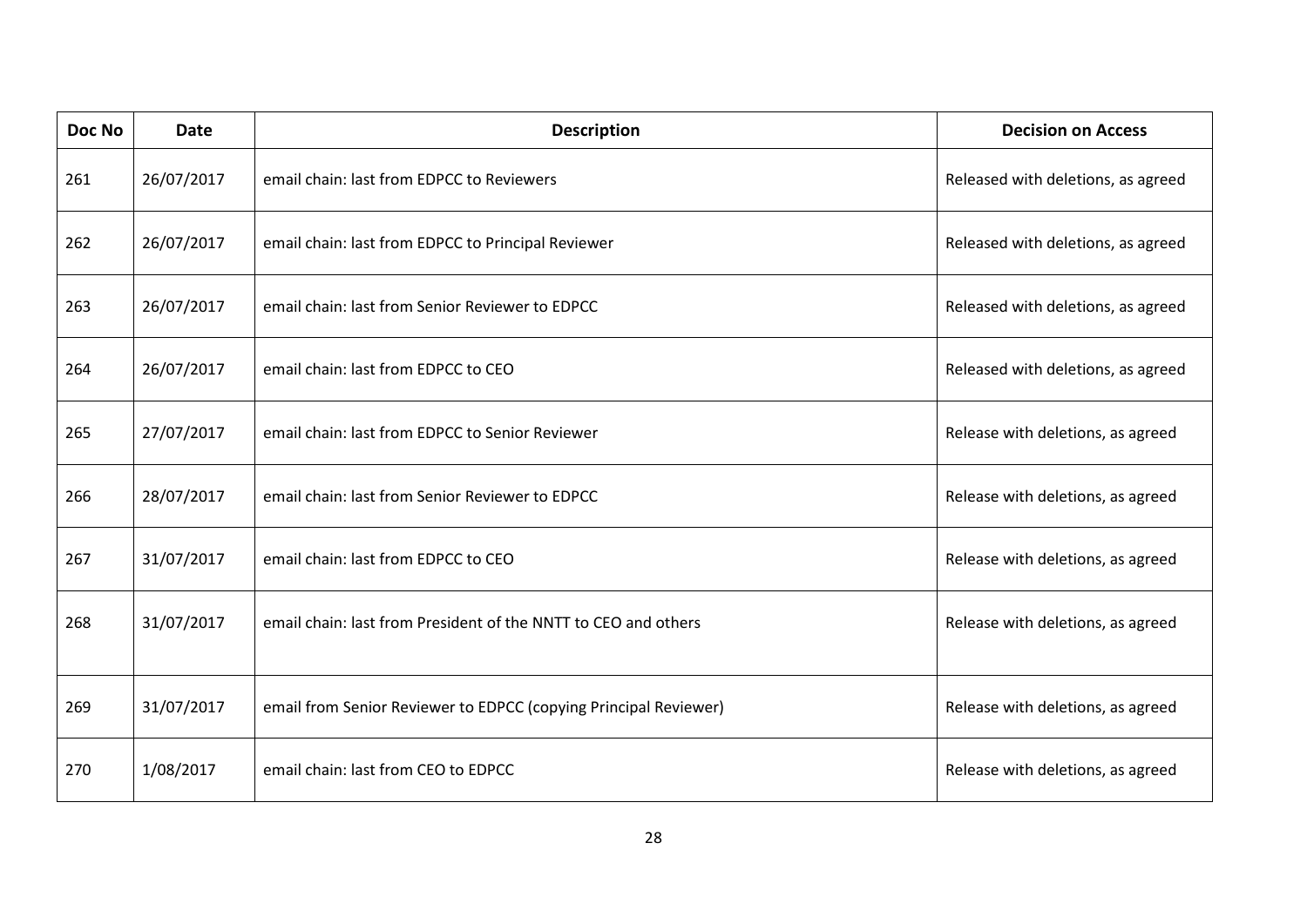| Doc No | Date | Description | Decision on Access |
|---|---|---|---|
| 261 | 26/07/2017 | email chain: last from EDPCC to Reviewers | Released with deletions, as agreed |
| 262 | 26/07/2017 | email chain: last from EDPCC to Principal Reviewer | Released with deletions, as agreed |
| 263 | 26/07/2017 | email chain: last from Senior Reviewer to EDPCC | Released with deletions, as agreed |
| 264 | 26/07/2017 | email chain: last from EDPCC to CEO | Released with deletions, as agreed |
| 265 | 27/07/2017 | email chain: last from EDPCC to Senior Reviewer | Release with deletions, as agreed |
| 266 | 28/07/2017 | email chain: last from Senior Reviewer to EDPCC | Release with deletions, as agreed |
| 267 | 31/07/2017 | email chain: last from EDPCC to CEO | Release with deletions, as agreed |
| 268 | 31/07/2017 | email chain: last from President of the NNTT to CEO and others | Release with deletions, as agreed |
| 269 | 31/07/2017 | email from Senior Reviewer to EDPCC (copying Principal Reviewer) | Release with deletions, as agreed |
| 270 | 1/08/2017 | email chain: last from CEO to EDPCC | Release with deletions, as agreed |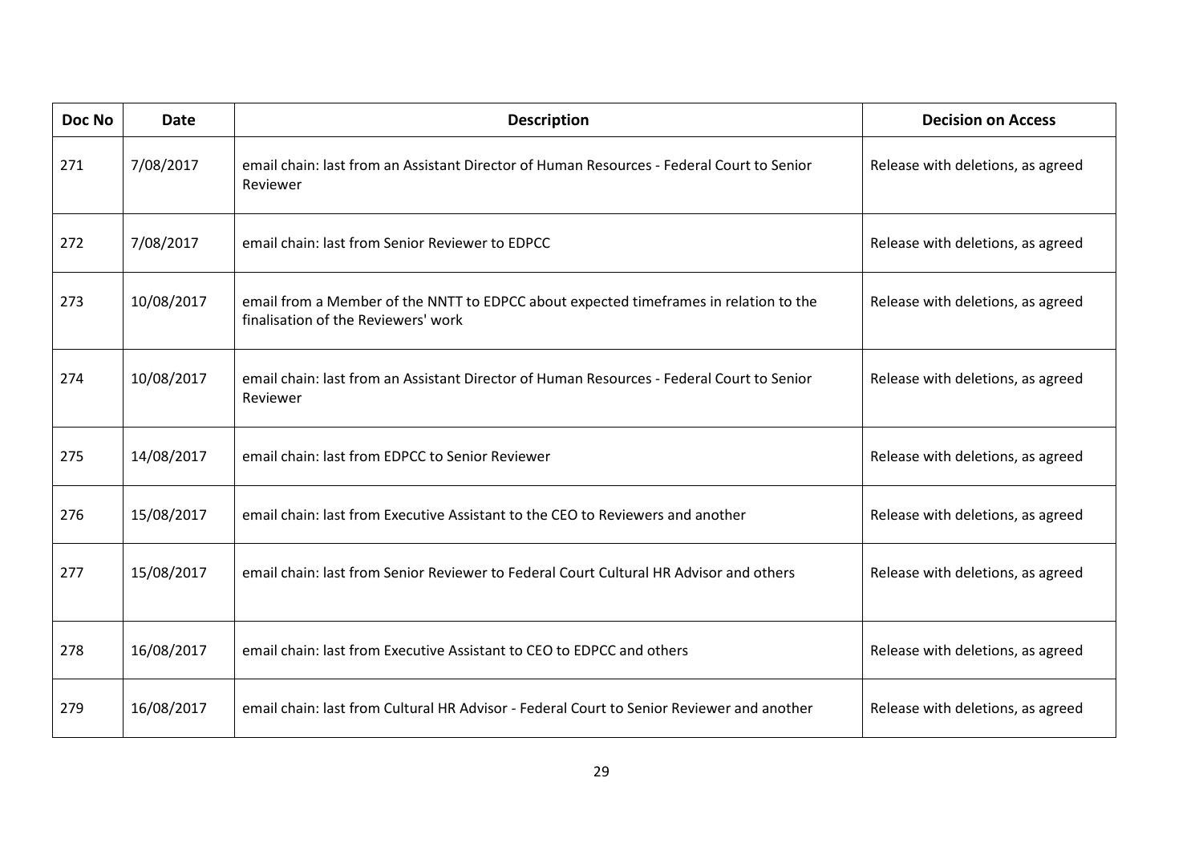| Doc No | Date | Description | Decision on Access |
|---|---|---|---|
| 271 | 7/08/2017 | email chain: last from an Assistant Director of Human Resources - Federal Court to Senior Reviewer | Release with deletions, as agreed |
| 272 | 7/08/2017 | email chain: last from Senior Reviewer to EDPCC | Release with deletions, as agreed |
| 273 | 10/08/2017 | email from a Member of the NNTT to EDPCC about expected timeframes in relation to the finalisation of the Reviewers' work | Release with deletions, as agreed |
| 274 | 10/08/2017 | email chain: last from an Assistant Director of Human Resources - Federal Court to Senior Reviewer | Release with deletions, as agreed |
| 275 | 14/08/2017 | email chain: last from EDPCC to Senior Reviewer | Release with deletions, as agreed |
| 276 | 15/08/2017 | email chain: last from Executive Assistant to the CEO to Reviewers and another | Release with deletions, as agreed |
| 277 | 15/08/2017 | email chain: last from Senior Reviewer to Federal Court Cultural HR Advisor and others | Release with deletions, as agreed |
| 278 | 16/08/2017 | email chain: last from Executive Assistant to CEO to EDPCC and others | Release with deletions, as agreed |
| 279 | 16/08/2017 | email chain: last from Cultural HR Advisor - Federal Court to Senior Reviewer and another | Release with deletions, as agreed |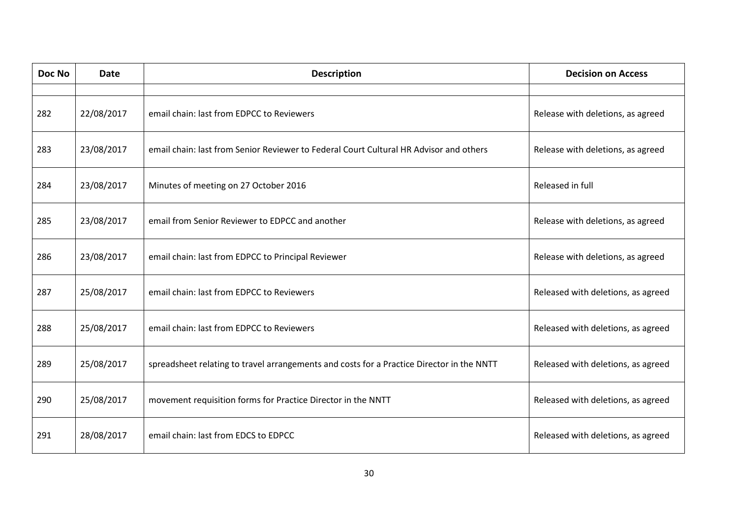| Doc No | Date | Description | Decision on Access |
|---|---|---|---|
| | | | |
| 282 | 22/08/2017 | email chain: last from EDPCC to Reviewers | Release with deletions, as agreed |
| 283 | 23/08/2017 | email chain: last from Senior Reviewer to Federal Court Cultural HR Advisor and others | Release with deletions, as agreed |
| 284 | 23/08/2017 | Minutes of meeting on 27 October 2016 | Released in full |
| 285 | 23/08/2017 | email from Senior Reviewer to EDPCC and another | Release with deletions, as agreed |
| 286 | 23/08/2017 | email chain: last from EDPCC to Principal Reviewer | Release with deletions, as agreed |
| 287 | 25/08/2017 | email chain: last from EDPCC to Reviewers | Released with deletions, as agreed |
| 288 | 25/08/2017 | email chain: last from EDPCC to Reviewers | Released with deletions, as agreed |
| 289 | 25/08/2017 | spreadsheet relating to travel arrangements and costs for a Practice Director in the NNTT | Released with deletions, as agreed |
| 290 | 25/08/2017 | movement requisition forms for Practice Director in the NNTT | Released with deletions, as agreed |
| 291 | 28/08/2017 | email chain: last from EDCS to EDPCC | Released with deletions, as agreed |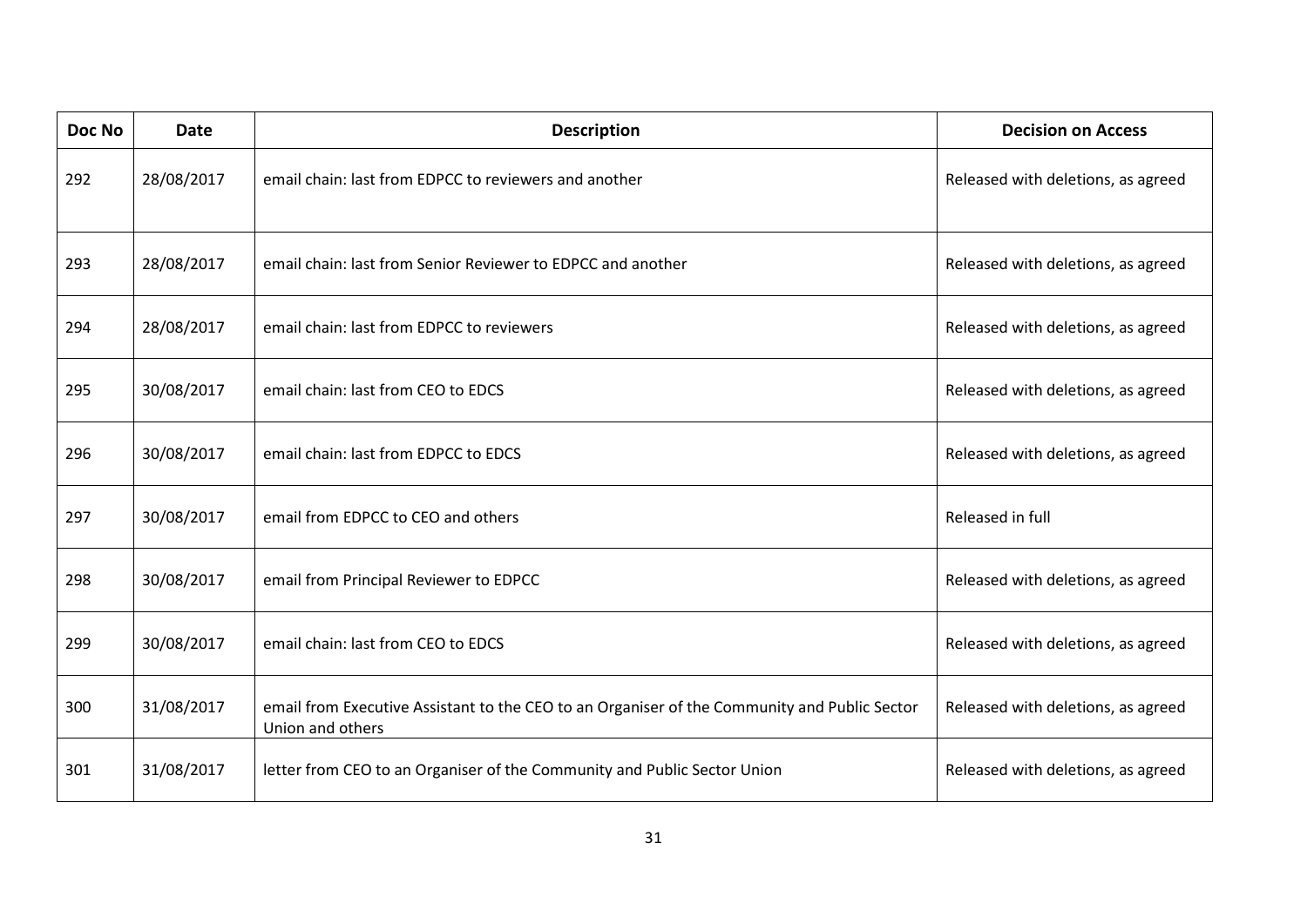| Doc No | Date | Description | Decision on Access |
| --- | --- | --- | --- |
| 292 | 28/08/2017 | email chain: last from EDPCC to reviewers and another | Released with deletions, as agreed |
| 293 | 28/08/2017 | email chain: last from Senior Reviewer to EDPCC and another | Released with deletions, as agreed |
| 294 | 28/08/2017 | email chain: last from EDPCC to reviewers | Released with deletions, as agreed |
| 295 | 30/08/2017 | email chain: last from CEO to EDCS | Released with deletions, as agreed |
| 296 | 30/08/2017 | email chain: last from EDPCC to EDCS | Released with deletions, as agreed |
| 297 | 30/08/2017 | email from EDPCC to CEO and others | Released in full |
| 298 | 30/08/2017 | email from Principal Reviewer to EDPCC | Released with deletions, as agreed |
| 299 | 30/08/2017 | email chain: last from CEO to EDCS | Released with deletions, as agreed |
| 300 | 31/08/2017 | email from Executive Assistant to the CEO to an Organiser of the Community and Public Sector Union and others | Released with deletions, as agreed |
| 301 | 31/08/2017 | letter from CEO to an Organiser of the Community and Public Sector Union | Released with deletions, as agreed |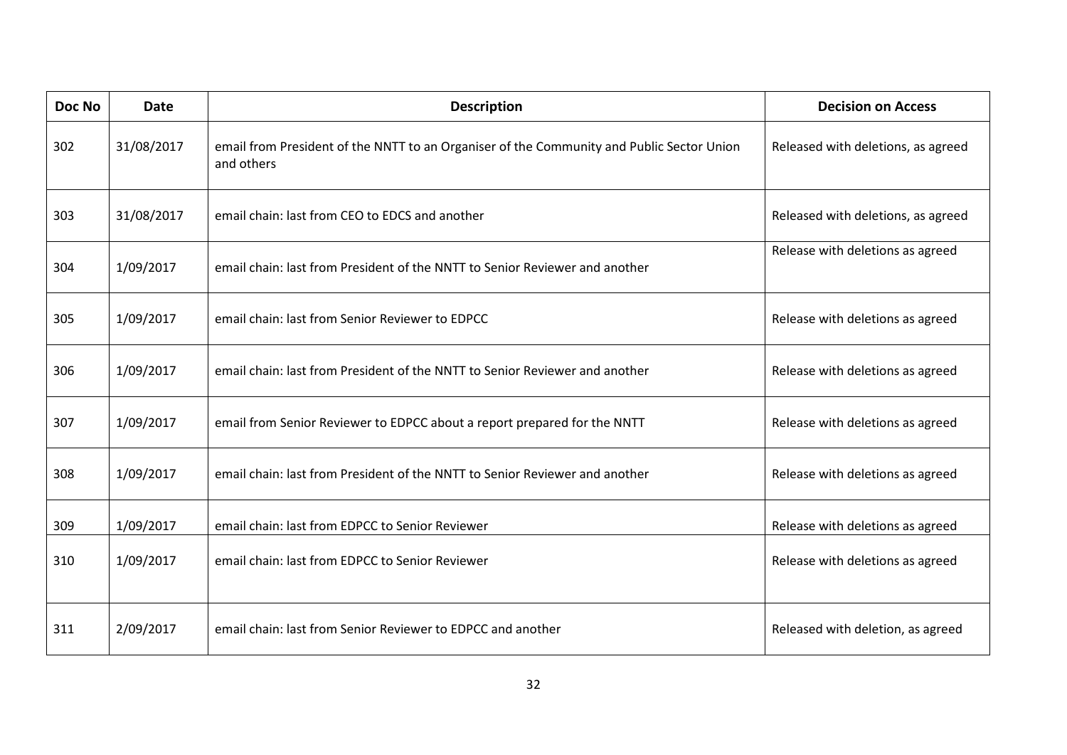| Doc No | Date | Description | Decision on Access |
|---|---|---|---|
| 302 | 31/08/2017 | email from President of the NNTT to an Organiser of the Community and Public Sector Union and others | Released with deletions, as agreed |
| 303 | 31/08/2017 | email chain: last from CEO to EDCS and another | Released with deletions, as agreed |
| 304 | 1/09/2017 | email chain: last from President of the NNTT to Senior Reviewer and another | Release with deletions as agreed |
| 305 | 1/09/2017 | email chain: last from Senior Reviewer to EDPCC | Release with deletions as agreed |
| 306 | 1/09/2017 | email chain: last from President of the NNTT to Senior Reviewer and another | Release with deletions as agreed |
| 307 | 1/09/2017 | email from Senior Reviewer to EDPCC about a report prepared for the NNTT | Release with deletions as agreed |
| 308 | 1/09/2017 | email chain: last from President of the NNTT to Senior Reviewer and another | Release with deletions as agreed |
| 309 | 1/09/2017 | email chain: last from EDPCC to Senior Reviewer | Release with deletions as agreed |
| 310 | 1/09/2017 | email chain: last from EDPCC to Senior Reviewer | Release with deletions as agreed |
| 311 | 2/09/2017 | email chain: last from Senior Reviewer to EDPCC and another | Released with deletion, as agreed |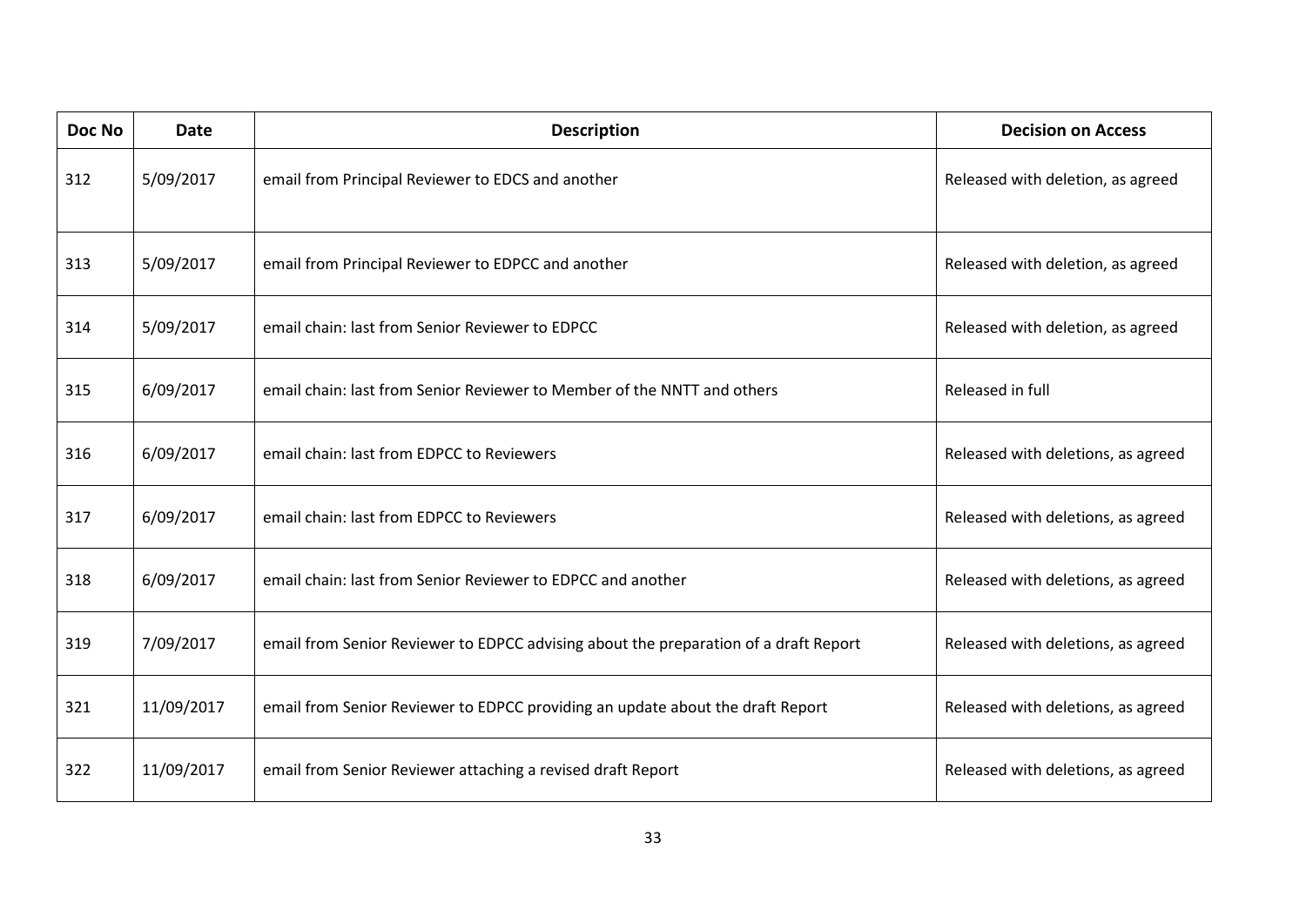| Doc No | Date | Description | Decision on Access |
|---|---|---|---|
| 312 | 5/09/2017 | email from Principal Reviewer to EDCS and another | Released with deletion, as agreed |
| 313 | 5/09/2017 | email from Principal Reviewer to EDPCC and another | Released with deletion, as agreed |
| 314 | 5/09/2017 | email chain: last from Senior Reviewer to EDPCC | Released with deletion, as agreed |
| 315 | 6/09/2017 | email chain: last from Senior Reviewer to Member of the NNTT and others | Released in full |
| 316 | 6/09/2017 | email chain: last from EDPCC to Reviewers | Released with deletions, as agreed |
| 317 | 6/09/2017 | email chain: last from EDPCC to Reviewers | Released with deletions, as agreed |
| 318 | 6/09/2017 | email chain: last from Senior Reviewer to EDPCC and another | Released with deletions, as agreed |
| 319 | 7/09/2017 | email from Senior Reviewer to EDPCC advising about the preparation of a draft Report | Released with deletions, as agreed |
| 321 | 11/09/2017 | email from Senior Reviewer to EDPCC providing an update about the draft Report | Released with deletions, as agreed |
| 322 | 11/09/2017 | email from Senior Reviewer attaching a revised draft Report | Released with deletions, as agreed |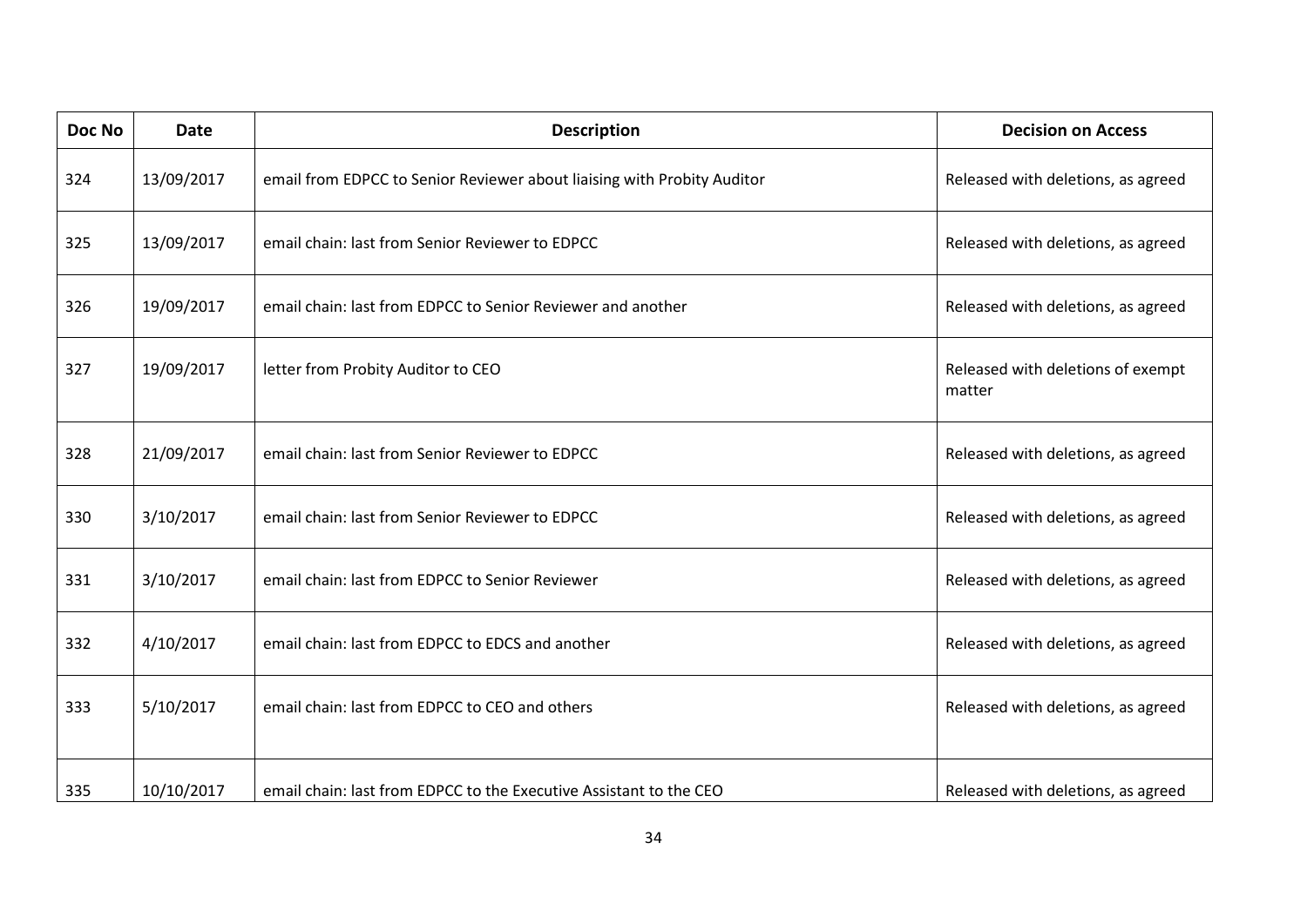| Doc No | Date | Description | Decision on Access |
|---|---|---|---|
| 324 | 13/09/2017 | email from EDPCC to Senior Reviewer about liaising with Probity Auditor | Released with deletions, as agreed |
| 325 | 13/09/2017 | email chain: last from Senior Reviewer to EDPCC | Released with deletions, as agreed |
| 326 | 19/09/2017 | email chain: last from EDPCC to Senior Reviewer and another | Released with deletions, as agreed |
| 327 | 19/09/2017 | letter from Probity Auditor to CEO | Released with deletions of exempt matter |
| 328 | 21/09/2017 | email chain: last from Senior Reviewer to EDPCC | Released with deletions, as agreed |
| 330 | 3/10/2017 | email chain: last from Senior Reviewer to EDPCC | Released with deletions, as agreed |
| 331 | 3/10/2017 | email chain: last from EDPCC to Senior Reviewer | Released with deletions, as agreed |
| 332 | 4/10/2017 | email chain: last from EDPCC to EDCS and another | Released with deletions, as agreed |
| 333 | 5/10/2017 | email chain: last from EDPCC to CEO and others | Released with deletions, as agreed |
| 335 | 10/10/2017 | email chain: last from EDPCC to the Executive Assistant to the CEO | Released with deletions, as agreed |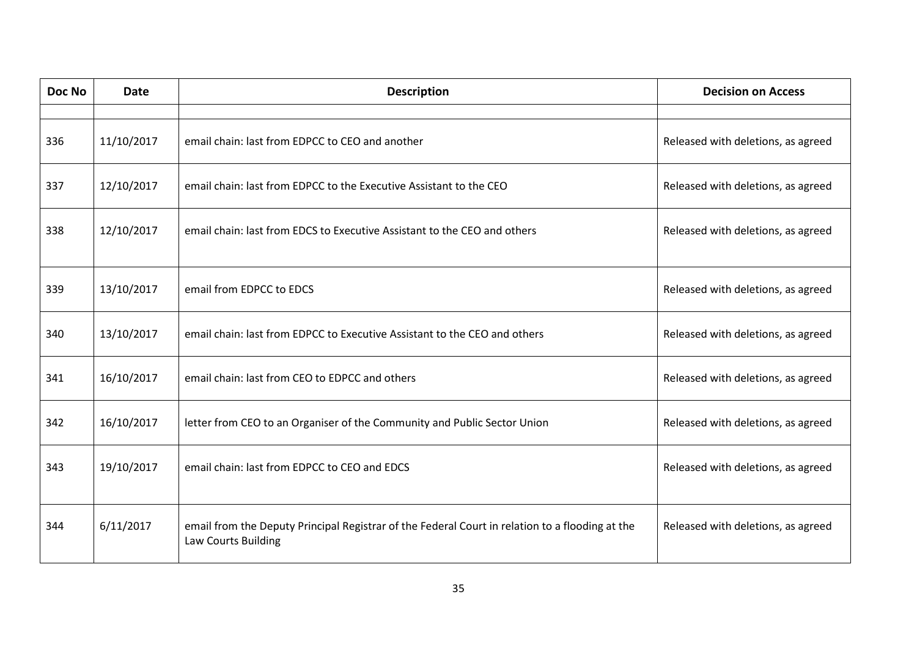| Doc No | Date | Description | Decision on Access |
|---|---|---|---|
| | | | |
| 336 | 11/10/2017 | email chain: last from EDPCC to CEO and another | Released with deletions, as agreed |
| 337 | 12/10/2017 | email chain: last from EDPCC to the Executive Assistant to the CEO | Released with deletions, as agreed |
| 338 | 12/10/2017 | email chain: last from EDCS to Executive Assistant to the CEO and others | Released with deletions, as agreed |
| 339 | 13/10/2017 | email from EDPCC to EDCS | Released with deletions, as agreed |
| 340 | 13/10/2017 | email chain: last from EDPCC to Executive Assistant to the CEO and others | Released with deletions, as agreed |
| 341 | 16/10/2017 | email chain: last from CEO to EDPCC and others | Released with deletions, as agreed |
| 342 | 16/10/2017 | letter from CEO to an Organiser of the Community and Public Sector Union | Released with deletions, as agreed |
| 343 | 19/10/2017 | email chain: last from EDPCC to CEO and EDCS | Released with deletions, as agreed |
| 344 | 6/11/2017 | email from the Deputy Principal Registrar of the Federal Court in relation to a flooding at the Law Courts Building | Released with deletions, as agreed |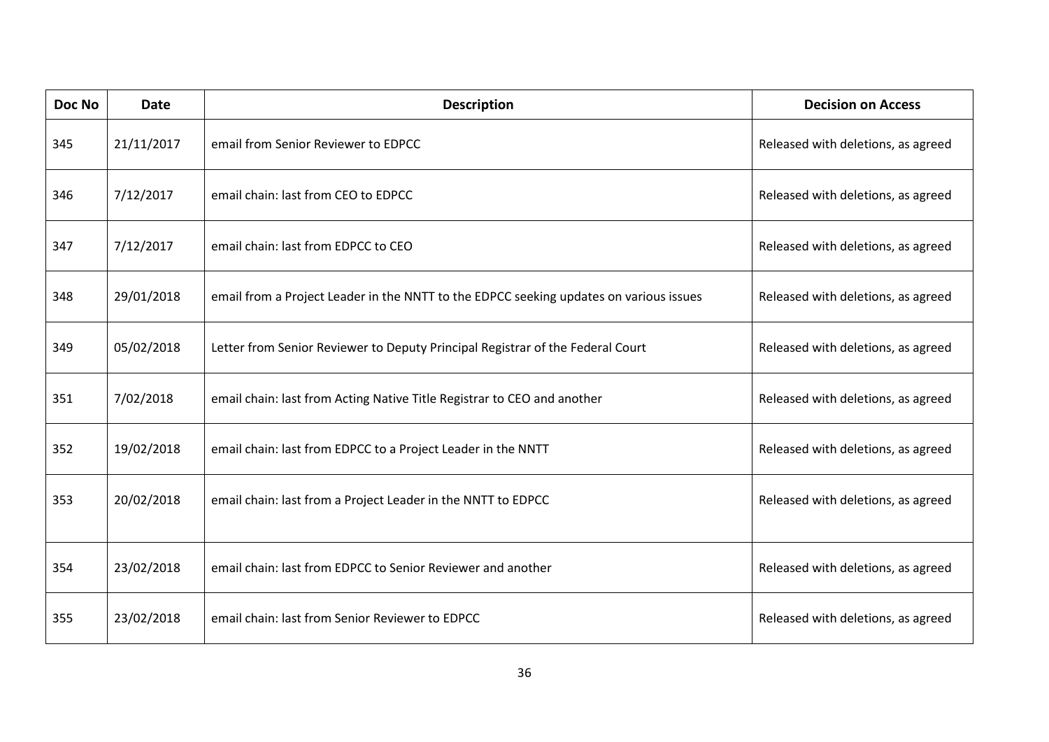| Doc No | Date | Description | Decision on Access |
|---|---|---|---|
| 345 | 21/11/2017 | email from Senior Reviewer to EDPCC | Released with deletions, as agreed |
| 346 | 7/12/2017 | email chain: last from CEO to EDPCC | Released with deletions, as agreed |
| 347 | 7/12/2017 | email chain: last from EDPCC to CEO | Released with deletions, as agreed |
| 348 | 29/01/2018 | email from a Project Leader in the NNTT to the EDPCC seeking updates on various issues | Released with deletions, as agreed |
| 349 | 05/02/2018 | Letter from Senior Reviewer to Deputy Principal Registrar of the Federal Court | Released with deletions, as agreed |
| 351 | 7/02/2018 | email chain: last from Acting Native Title Registrar to CEO and another | Released with deletions, as agreed |
| 352 | 19/02/2018 | email chain: last from EDPCC to a Project Leader in the NNTT | Released with deletions, as agreed |
| 353 | 20/02/2018 | email chain: last from a Project Leader in the NNTT to EDPCC | Released with deletions, as agreed |
| 354 | 23/02/2018 | email chain: last from EDPCC to Senior Reviewer and another | Released with deletions, as agreed |
| 355 | 23/02/2018 | email chain: last from Senior Reviewer to EDPCC | Released with deletions, as agreed |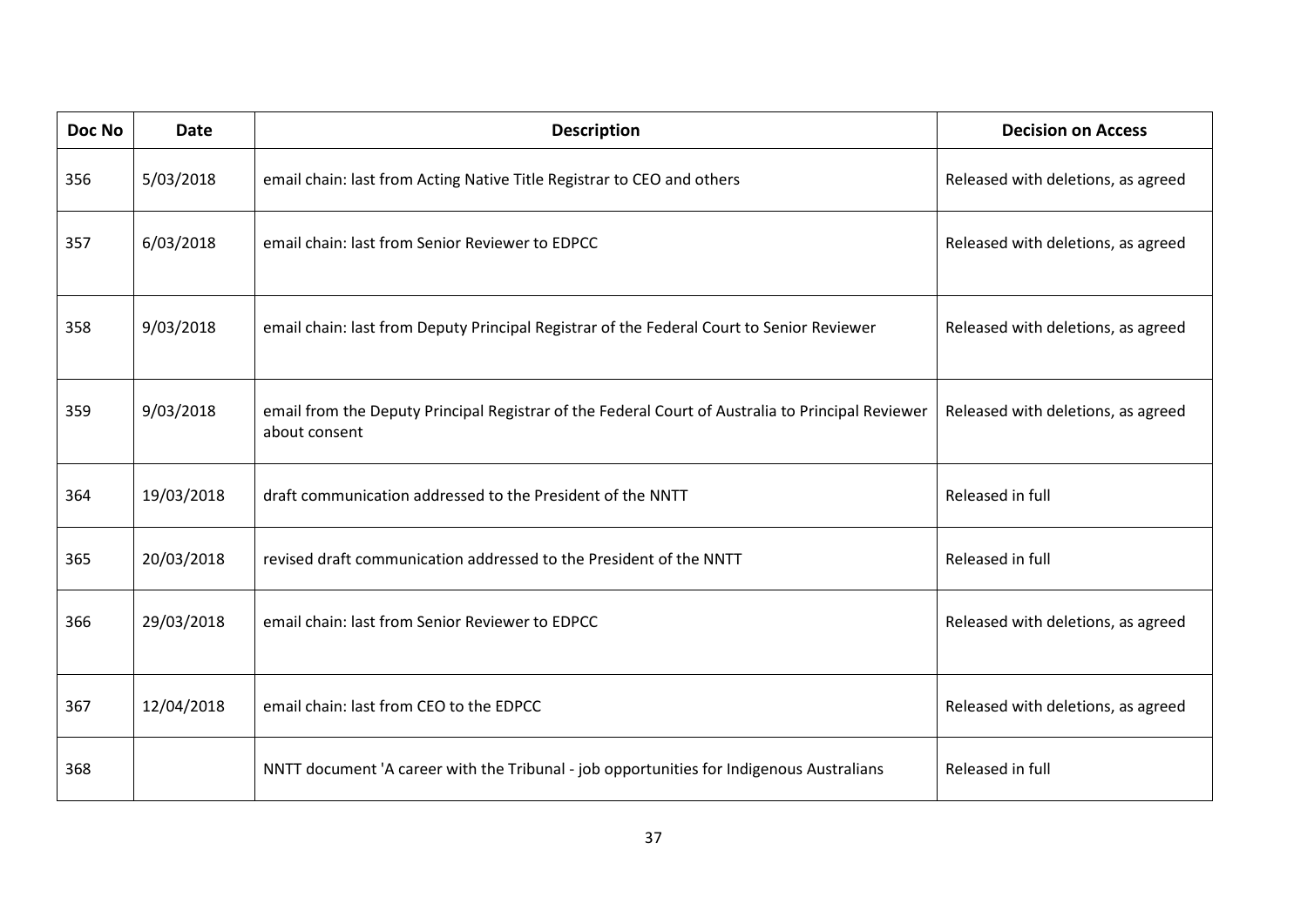| Doc No | Date | Description | Decision on Access |
|---|---|---|---|
| 356 | 5/03/2018 | email chain: last from Acting Native Title Registrar to CEO and others | Released with deletions, as agreed |
| 357 | 6/03/2018 | email chain: last from Senior Reviewer to EDPCC | Released with deletions, as agreed |
| 358 | 9/03/2018 | email chain: last from Deputy Principal Registrar of the Federal Court to Senior Reviewer | Released with deletions, as agreed |
| 359 | 9/03/2018 | email from the Deputy Principal Registrar of the Federal Court of Australia to Principal Reviewer about consent | Released with deletions, as agreed |
| 364 | 19/03/2018 | draft communication addressed to the President of the NNTT | Released in full |
| 365 | 20/03/2018 | revised draft communication addressed to the President of the NNTT | Released in full |
| 366 | 29/03/2018 | email chain: last from Senior Reviewer to EDPCC | Released with deletions, as agreed |
| 367 | 12/04/2018 | email chain: last from CEO to the EDPCC | Released with deletions, as agreed |
| 368 | | NNTT document 'A career with the Tribunal - job opportunities for Indigenous Australians | Released in full |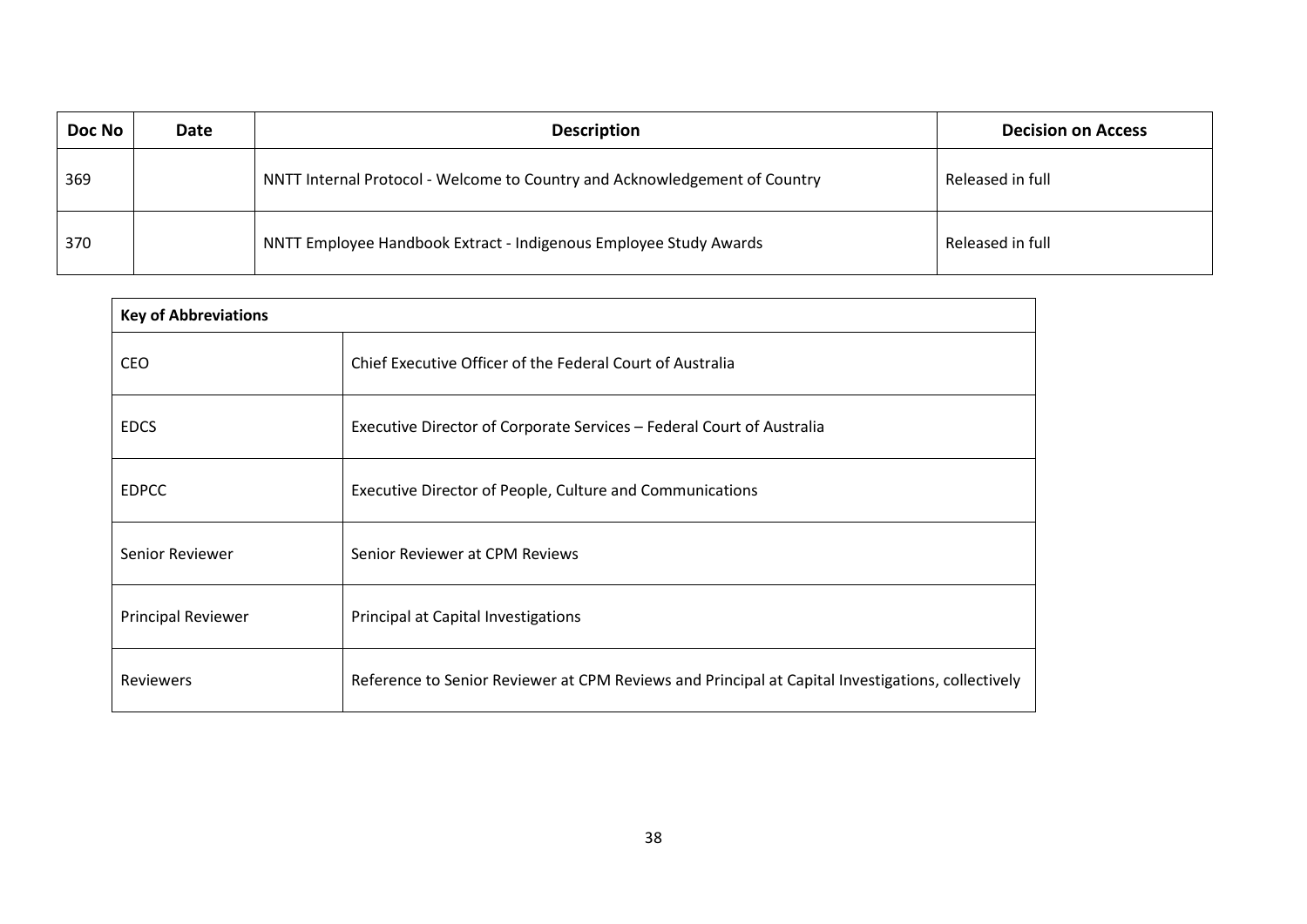| Doc No | Date | Description | Decision on Access |
|---|---|---|---|
| 369 | | NNTT Internal Protocol - Welcome to Country and Acknowledgement of Country | Released in full |
| 370 | | NNTT Employee Handbook Extract - Indigenous Employee Study Awards | Released in full |

| Key of Abbreviations | |
|---|---|
| CEO | Chief Executive Officer of the Federal Court of Australia |
| EDCS | Executive Director of Corporate Services – Federal Court of Australia |
| EDPCC | Executive Director of People, Culture and Communications |
| Senior Reviewer | Senior Reviewer at CPM Reviews |
| Principal Reviewer | Principal at Capital Investigations |
| Reviewers | Reference to Senior Reviewer at CPM Reviews and Principal at Capital Investigations, collectively |